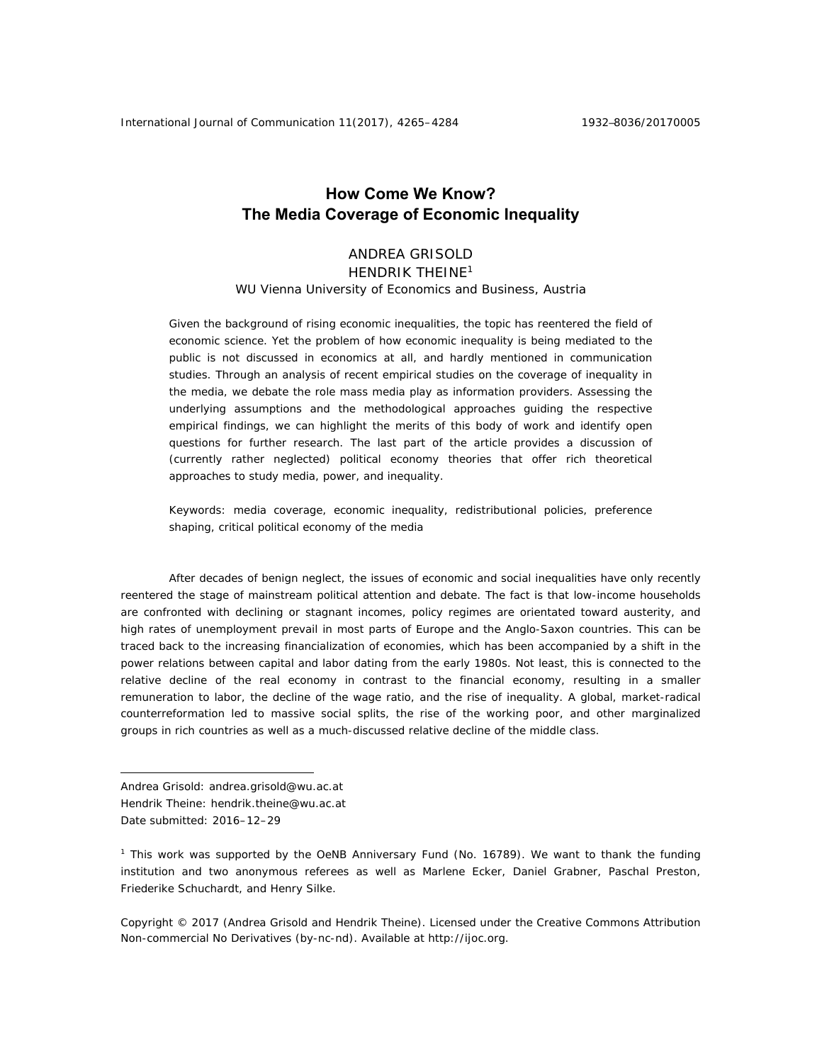# How Come We Know?
# The Media Coverage of Economic Inequality

ANDREA GRISOLD
HENDRIK THEINE[1]
WU Vienna University of Economics and Business, Austria

Given the background of rising economic inequalities, the topic has reentered the field of economic science. Yet the problem of how economic inequality is being mediated to the public is not discussed in economics at all, and hardly mentioned in communication studies. Through an analysis of recent empirical studies on the coverage of inequality in the media, we debate the role mass media play as information providers. Assessing the underlying assumptions and the methodological approaches guiding the respective empirical findings, we can highlight the merits of this body of work and identify open questions for further research. The last part of the article provides a discussion of (currently rather neglected) political economy theories that offer rich theoretical approaches to study media, power, and inequality.

Keywords: media coverage, economic inequality, redistributional policies, preference shaping, critical political economy of the media

After decades of benign neglect, the issues of economic and social inequalities have only recently reentered the stage of mainstream political attention and debate. The fact is that low-income households are confronted with declining or stagnant incomes, policy regimes are orientated toward austerity, and high rates of unemployment prevail in most parts of Europe and the Anglo-Saxon countries. This can be traced back to the increasing financialization of economies, which has been accompanied by a shift in the power relations between capital and labor dating from the early 1980s. Not least, this is connected to the relative decline of the real economy in contrast to the financial economy, resulting in a smaller remuneration to labor, the decline of the wage ratio, and the rise of inequality. A global, market-radical counterreformation led to massive social splits, the rise of the working poor, and other marginalized groups in rich countries as well as a much-discussed relative decline of the middle class.

Andrea Grisold: andrea.grisold@wu.ac.at
Hendrik Theine: hendrik.theine@wu.ac.at
Date submitted: 2016–12–29

[1] This work was supported by the OeNB Anniversary Fund (No. 16789). We want to thank the funding institution and two anonymous referees as well as Marlene Ecker, Daniel Grabner, Paschal Preston, Friederike Schuchardt, and Henry Silke.

Copyright © 2017 (Andrea Grisold and Hendrik Theine). Licensed under the Creative Commons Attribution Non-commercial No Derivatives (by-nc-nd). Available at http://ijoc.org.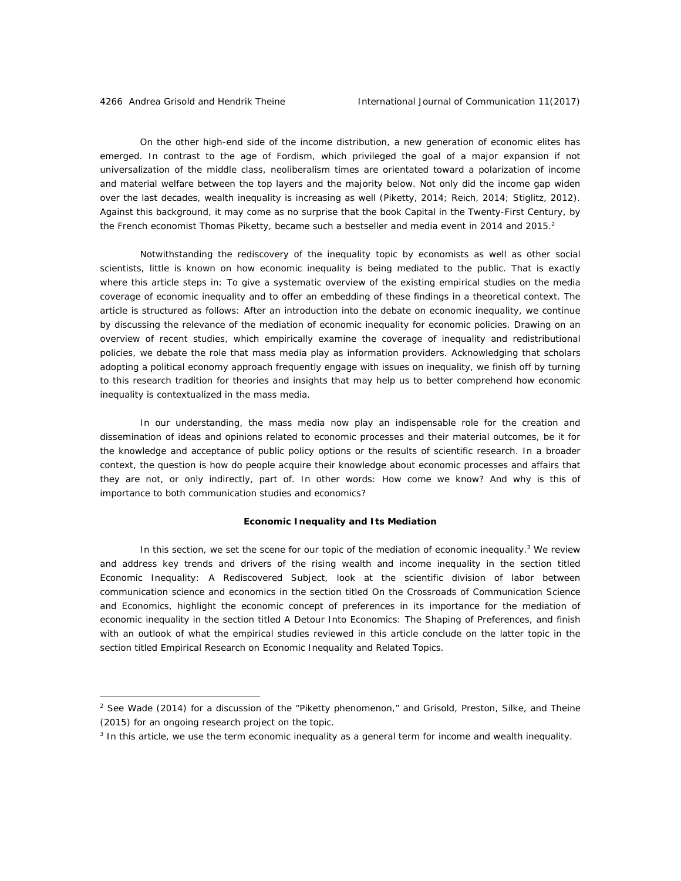On the other high-end side of the income distribution, a new generation of economic elites has emerged. In contrast to the age of Fordism, which privileged the goal of a major expansion if not universalization of the middle class, neoliberalism times are orientated toward a polarization of income and material welfare between the top layers and the majority below. Not only did the income gap widen over the last decades, wealth inequality is increasing as well (Piketty, 2014; Reich, 2014; Stiglitz, 2012). Against this background, it may come as no surprise that the book Capital in the Twenty-First Century, by the French economist Thomas Piketty, became such a bestseller and media event in 2014 and 2015.[2]

Notwithstanding the rediscovery of the inequality topic by economists as well as other social scientists, little is known on how economic inequality is being mediated to the public. That is exactly where this article steps in: To give a systematic overview of the existing empirical studies on the media coverage of economic inequality and to offer an embedding of these findings in a theoretical context. The article is structured as follows: After an introduction into the debate on economic inequality, we continue by discussing the relevance of the mediation of economic inequality for economic policies. Drawing on an overview of recent studies, which empirically examine the coverage of inequality and redistributional policies, we debate the role that mass media play as information providers. Acknowledging that scholars adopting a political economy approach frequently engage with issues on inequality, we finish off by turning to this research tradition for theories and insights that may help us to better comprehend how economic inequality is contextualized in the mass media.

In our understanding, the mass media now play an indispensable role for the creation and dissemination of ideas and opinions related to economic processes and their material outcomes, be it for the knowledge and acceptance of public policy options or the results of scientific research. In a broader context, the question is how do people acquire their knowledge about economic processes and affairs that they are not, or only indirectly, part of. In other words: How come we know? And why is this of importance to both communication studies and economics?

## Economic Inequality and Its Mediation

In this section, we set the scene for our topic of the mediation of economic inequality.[3] We review and address key trends and drivers of the rising wealth and income inequality in the section titled Economic Inequality: A Rediscovered Subject, look at the scientific division of labor between communication science and economics in the section titled On the Crossroads of Communication Science and Economics, highlight the economic concept of preferences in its importance for the mediation of economic inequality in the section titled A Detour Into Economics: The Shaping of Preferences, and finish with an outlook of what the empirical studies reviewed in this article conclude on the latter topic in the section titled Empirical Research on Economic Inequality and Related Topics.

---

[2] See Wade (2014) for a discussion of the "Piketty phenomenon," and Grisold, Preston, Silke, and Theine (2015) for an ongoing research project on the topic.

[3] In this article, we use the term economic inequality as a general term for income and wealth inequality.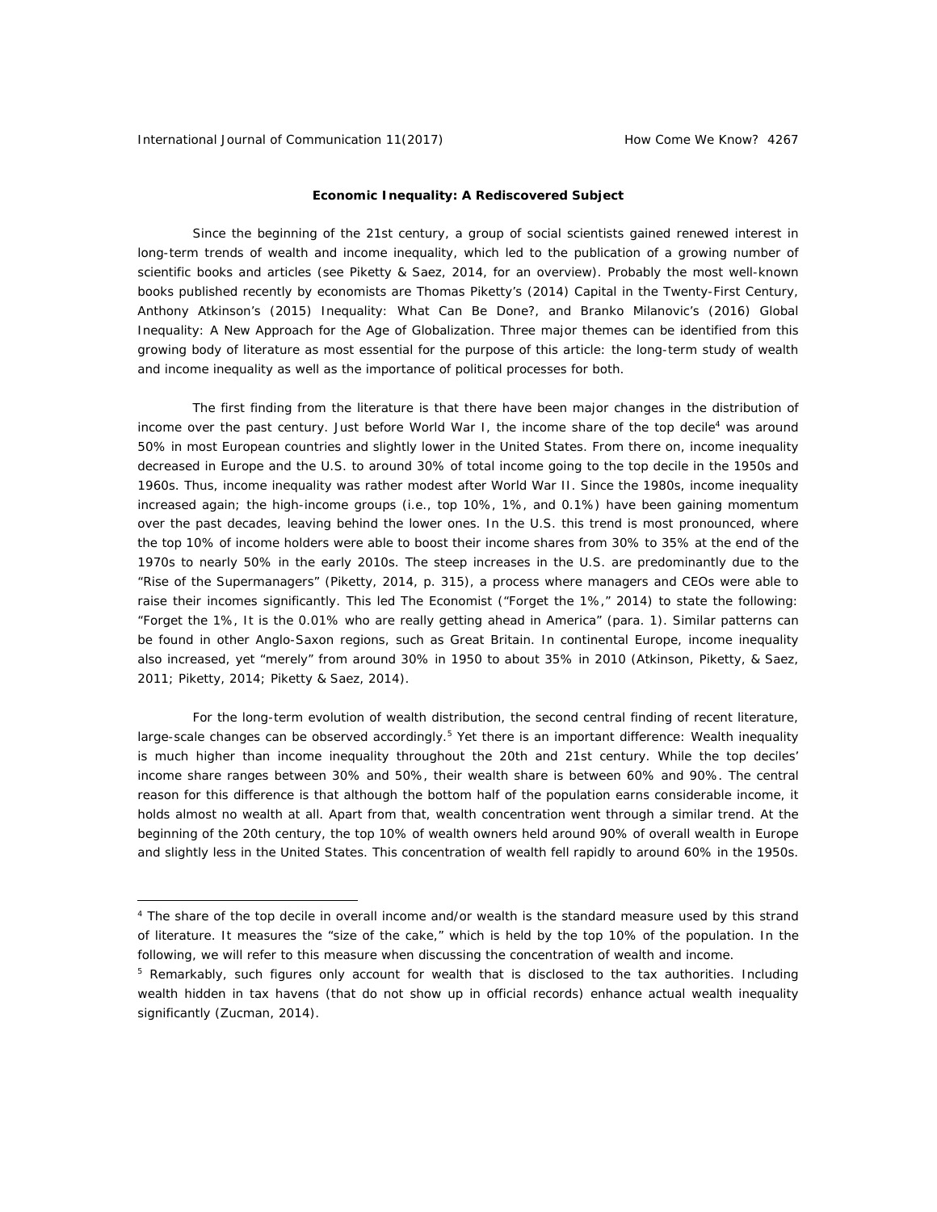**Economic Inequality: A Rediscovered Subject**

Since the beginning of the 21st century, a group of social scientists gained renewed interest in long-term trends of wealth and income inequality, which led to the publication of a growing number of scientific books and articles (see Piketty & Saez, 2014, for an overview). Probably the most well-known books published recently by economists are Thomas Piketty's (2014) *Capital in the Twenty-First Century*, Anthony Atkinson's (2015) *Inequality: What Can Be Done?*, and Branko Milanovic's (2016) *Global Inequality: A New Approach for the Age of Globalization*. Three major themes can be identified from this growing body of literature as most essential for the purpose of this article: the long-term study of wealth and income inequality as well as the importance of political processes for both.

The first finding from the literature is that there have been major changes in the distribution of income over the past century. Just before World War I, the income share of the top decile[4] was around 50% in most European countries and slightly lower in the United States. From there on, income inequality decreased in Europe and the U.S. to around 30% of total income going to the top decile in the 1950s and 1960s. Thus, income inequality was rather modest after World War II. Since the 1980s, income inequality increased again; the high-income groups (i.e., top 10%, 1%, and 0.1%) have been gaining momentum over the past decades, leaving behind the lower ones. In the U.S. this trend is most pronounced, where the top 10% of income holders were able to boost their income shares from 30% to 35% at the end of the 1970s to nearly 50% in the early 2010s. The steep increases in the U.S. are predominantly due to the "Rise of the Supermanagers" (Piketty, 2014, p. 315), a process where managers and CEOs were able to raise their incomes significantly. This led *The Economist* ("Forget the 1%," 2014) to state the following: "Forget the 1%, It is the 0.01% who are really getting ahead in America" (para. 1). Similar patterns can be found in other Anglo-Saxon regions, such as Great Britain. In continental Europe, income inequality also increased, yet "merely" from around 30% in 1950 to about 35% in 2010 (Atkinson, Piketty, & Saez, 2011; Piketty, 2014; Piketty & Saez, 2014).

For the long-term evolution of wealth distribution, the second central finding of recent literature, large-scale changes can be observed accordingly.[5] Yet there is an important difference: Wealth inequality is much higher than income inequality throughout the 20th and 21st century. While the top deciles' income share ranges between 30% and 50%, their wealth share is between 60% and 90%. The central reason for this difference is that although the bottom half of the population earns considerable income, it holds almost no wealth at all. Apart from that, wealth concentration went through a similar trend. At the beginning of the 20th century, the top 10% of wealth owners held around 90% of overall wealth in Europe and slightly less in the United States. This concentration of wealth fell rapidly to around 60% in the 1950s.

---

[4] The share of the top decile in overall income and/or wealth is the standard measure used by this strand of literature. It measures the "size of the cake," which is held by the top 10% of the population. In the following, we will refer to this measure when discussing the concentration of wealth and income.

[5] Remarkably, such figures only account for wealth that is disclosed to the tax authorities. Including wealth hidden in tax havens (that do not show up in official records) enhance actual wealth inequality significantly (Zucman, 2014).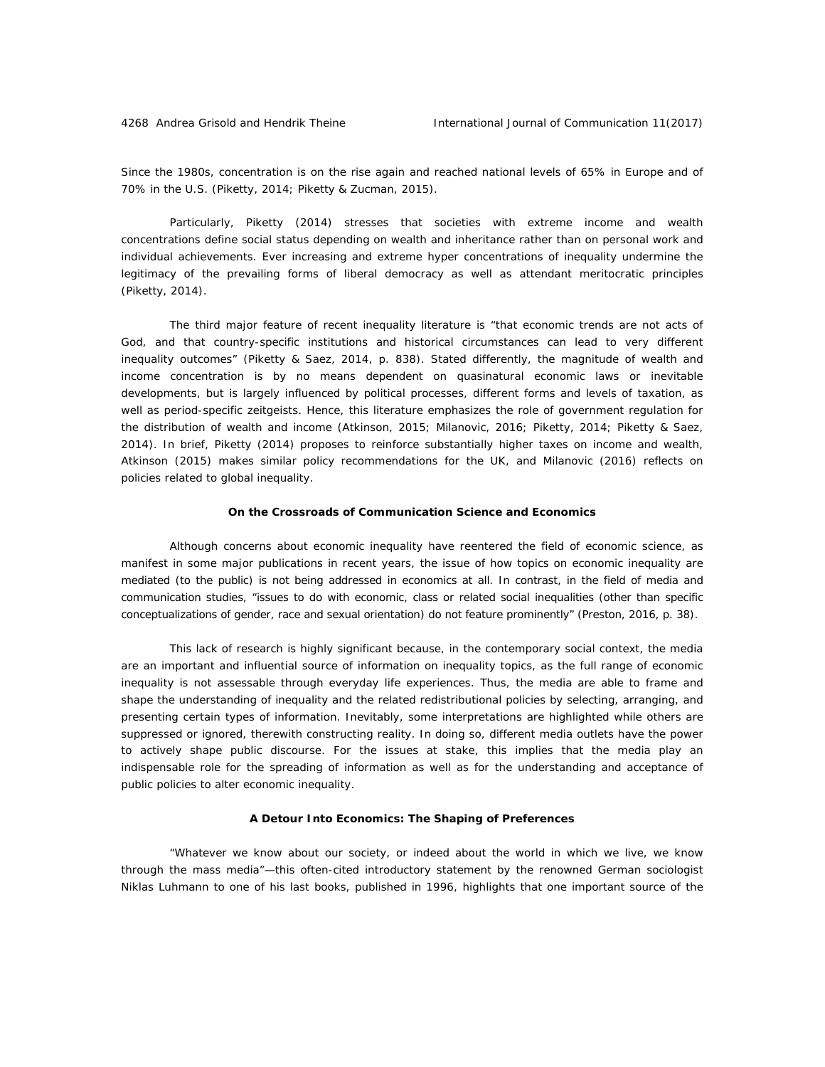Since the 1980s, concentration is on the rise again and reached national levels of 65% in Europe and of 70% in the U.S. (Piketty, 2014; Piketty & Zucman, 2015).

Particularly, Piketty (2014) stresses that societies with extreme income and wealth concentrations define social status depending on wealth and inheritance rather than on personal work and individual achievements. Ever increasing and extreme hyper concentrations of inequality undermine the legitimacy of the prevailing forms of liberal democracy as well as attendant meritocratic principles (Piketty, 2014).

The third major feature of recent inequality literature is "that economic trends are not acts of God, and that country-specific institutions and historical circumstances can lead to very different inequality outcomes" (Piketty & Saez, 2014, p. 838). Stated differently, the magnitude of wealth and income concentration is by no means dependent on quasinatural economic laws or inevitable developments, but is largely influenced by political processes, different forms and levels of taxation, as well as period-specific zeitgeists. Hence, this literature emphasizes the role of government regulation for the distribution of wealth and income (Atkinson, 2015; Milanovic, 2016; Piketty, 2014; Piketty & Saez, 2014). In brief, Piketty (2014) proposes to reinforce substantially higher taxes on income and wealth, Atkinson (2015) makes similar policy recommendations for the UK, and Milanovic (2016) reflects on policies related to global inequality.

## On the Crossroads of Communication Science and Economics

Although concerns about economic inequality have reentered the field of economic science, as manifest in some major publications in recent years, the issue of how topics on economic inequality are mediated (to the public) is not being addressed in economics at all. In contrast, in the field of media and communication studies, "issues to do with economic, class or related social inequalities (other than specific conceptualizations of gender, race and sexual orientation) do not feature prominently" (Preston, 2016, p. 38).

This lack of research is highly significant because, in the contemporary social context, the media are an important and influential source of information on inequality topics, as the full range of economic inequality is not assessable through everyday life experiences. Thus, the media are able to frame and shape the understanding of inequality and the related redistributional policies by selecting, arranging, and presenting certain types of information. Inevitably, some interpretations are highlighted while others are suppressed or ignored, therewith constructing reality. In doing so, different media outlets have the power to actively shape public discourse. For the issues at stake, this implies that the media play an indispensable role for the spreading of information as well as for the understanding and acceptance of public policies to alter economic inequality.

## A Detour Into Economics: The Shaping of Preferences

"Whatever we know about our society, or indeed about the world in which we live, we know through the mass media"—this often-cited introductory statement by the renowned German sociologist Niklas Luhmann to one of his last books, published in 1996, highlights that one important source of the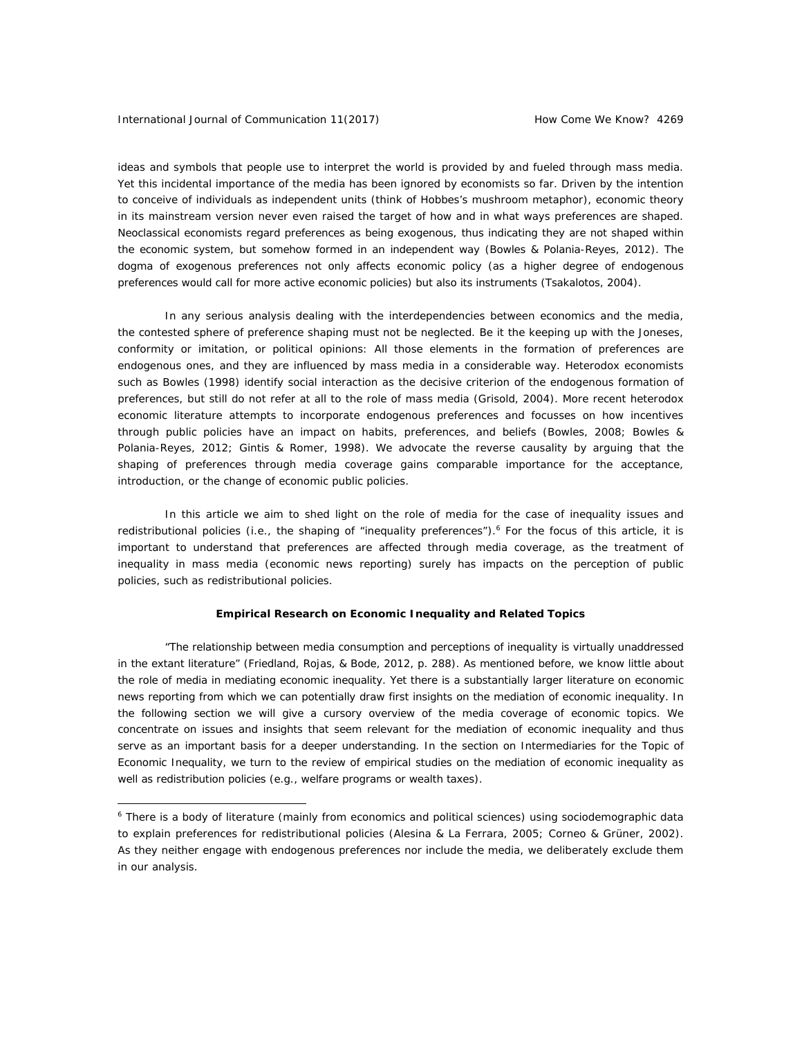ideas and symbols that people use to interpret the world is provided by and fueled through mass media. Yet this incidental importance of the media has been ignored by economists so far. Driven by the intention to conceive of individuals as independent units (think of Hobbes's mushroom metaphor), economic theory in its mainstream version never even raised the target of how and in what ways preferences are shaped. Neoclassical economists regard preferences as being exogenous, thus indicating they are not shaped within the economic system, but somehow formed in an independent way (Bowles & Polania-Reyes, 2012). The dogma of exogenous preferences not only affects economic policy (as a higher degree of endogenous preferences would call for more active economic policies) but also its instruments (Tsakalotos, 2004).

In any serious analysis dealing with the interdependencies between economics and the media, the contested sphere of preference shaping must not be neglected. Be it the keeping up with the Joneses, conformity or imitation, or political opinions: All those elements in the formation of preferences are endogenous ones, and they are influenced by mass media in a considerable way. Heterodox economists such as Bowles (1998) identify social interaction as the decisive criterion of the endogenous formation of preferences, but still do not refer at all to the role of mass media (Grisold, 2004). More recent heterodox economic literature attempts to incorporate endogenous preferences and focusses on how incentives through public policies have an impact on habits, preferences, and beliefs (Bowles, 2008; Bowles & Polania-Reyes, 2012; Gintis & Romer, 1998). We advocate the reverse causality by arguing that the shaping of preferences through media coverage gains comparable importance for the acceptance, introduction, or the change of economic public policies.

In this article we aim to shed light on the role of media for the case of inequality issues and redistributional policies (i.e., the shaping of "inequality preferences").[6] For the focus of this article, it is important to understand that preferences are affected through media coverage, as the treatment of inequality in mass media (economic news reporting) surely has impacts on the perception of public policies, such as redistributional policies.

## Empirical Research on Economic Inequality and Related Topics

"The relationship between media consumption and perceptions of inequality is virtually unaddressed in the extant literature" (Friedland, Rojas, & Bode, 2012, p. 288). As mentioned before, we know little about the role of media in mediating economic inequality. Yet there is a substantially larger literature on economic news reporting from which we can potentially draw first insights on the mediation of economic inequality. In the following section we will give a cursory overview of the media coverage of economic topics. We concentrate on issues and insights that seem relevant for the mediation of economic inequality and thus serve as an important basis for a deeper understanding. In the section on Intermediaries for the Topic of Economic Inequality, we turn to the review of empirical studies on the mediation of economic inequality as well as redistribution policies (e.g., welfare programs or wealth taxes).

[6] There is a body of literature (mainly from economics and political sciences) using sociodemographic data to explain preferences for redistributional policies (Alesina & La Ferrara, 2005; Corneo & Grüner, 2002). As they neither engage with endogenous preferences nor include the media, we deliberately exclude them in our analysis.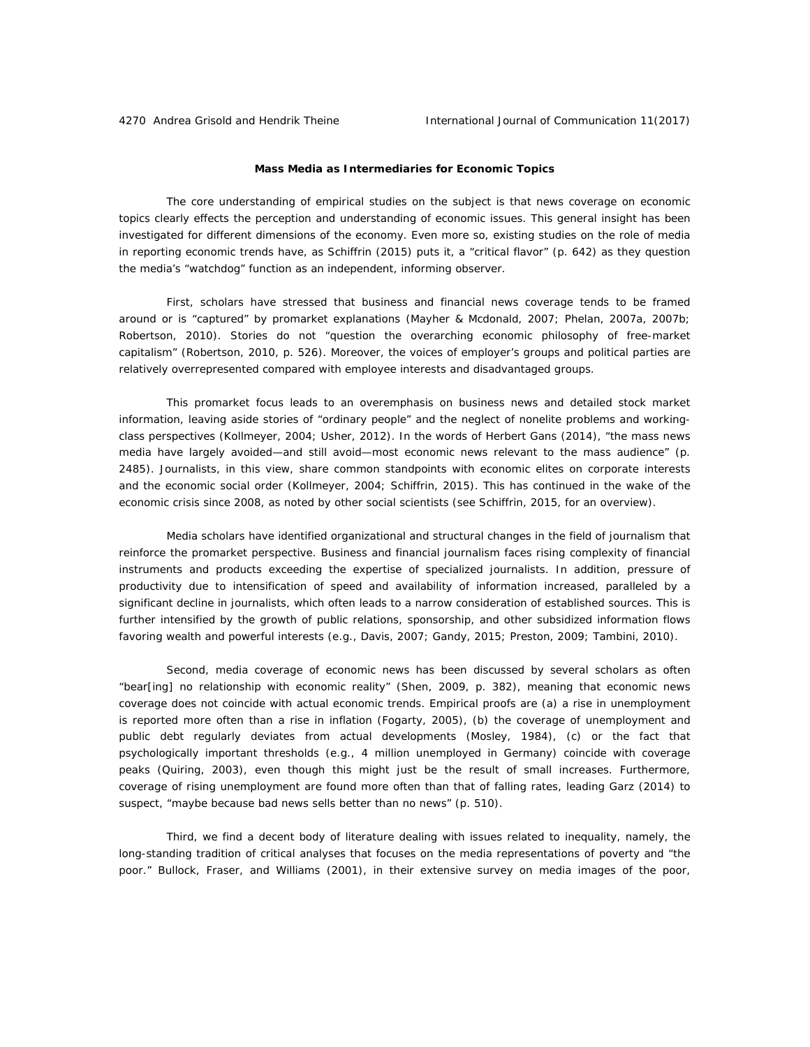### Mass Media as Intermediaries for Economic Topics

The core understanding of empirical studies on the subject is that news coverage on economic topics clearly effects the perception and understanding of economic issues. This general insight has been investigated for different dimensions of the economy. Even more so, existing studies on the role of media in reporting economic trends have, as Schiffrin (2015) puts it, a "critical flavor" (p. 642) as they question the media's "watchdog" function as an independent, informing observer.

First, scholars have stressed that business and financial news coverage tends to be framed around or is "captured" by promarket explanations (Mayher & Mcdonald, 2007; Phelan, 2007a, 2007b; Robertson, 2010). Stories do not "question the overarching economic philosophy of free-market capitalism" (Robertson, 2010, p. 526). Moreover, the voices of employer's groups and political parties are relatively overrepresented compared with employee interests and disadvantaged groups.

This promarket focus leads to an overemphasis on business news and detailed stock market information, leaving aside stories of "ordinary people" and the neglect of nonelite problems and working-class perspectives (Kollmeyer, 2004; Usher, 2012). In the words of Herbert Gans (2014), "the mass news media have largely avoided—and still avoid—most economic news relevant to the mass audience" (p. 2485). Journalists, in this view, share common standpoints with economic elites on corporate interests and the economic social order (Kollmeyer, 2004; Schiffrin, 2015). This has continued in the wake of the economic crisis since 2008, as noted by other social scientists (see Schiffrin, 2015, for an overview).

Media scholars have identified organizational and structural changes in the field of journalism that reinforce the promarket perspective. Business and financial journalism faces rising complexity of financial instruments and products exceeding the expertise of specialized journalists. In addition, pressure of productivity due to intensification of speed and availability of information increased, paralleled by a significant decline in journalists, which often leads to a narrow consideration of established sources. This is further intensified by the growth of public relations, sponsorship, and other subsidized information flows favoring wealth and powerful interests (e.g., Davis, 2007; Gandy, 2015; Preston, 2009; Tambini, 2010).

Second, media coverage of economic news has been discussed by several scholars as often "bear[ing] no relationship with economic reality" (Shen, 2009, p. 382), meaning that economic news coverage does not coincide with actual economic trends. Empirical proofs are (a) a rise in unemployment is reported more often than a rise in inflation (Fogarty, 2005), (b) the coverage of unemployment and public debt regularly deviates from actual developments (Mosley, 1984), (c) or the fact that psychologically important thresholds (e.g., 4 million unemployed in Germany) coincide with coverage peaks (Quiring, 2003), even though this might just be the result of small increases. Furthermore, coverage of rising unemployment are found more often than that of falling rates, leading Garz (2014) to suspect, "maybe because bad news sells better than no news" (p. 510).

Third, we find a decent body of literature dealing with issues related to inequality, namely, the long-standing tradition of critical analyses that focuses on the media representations of poverty and "the poor." Bullock, Fraser, and Williams (2001), in their extensive survey on media images of the poor,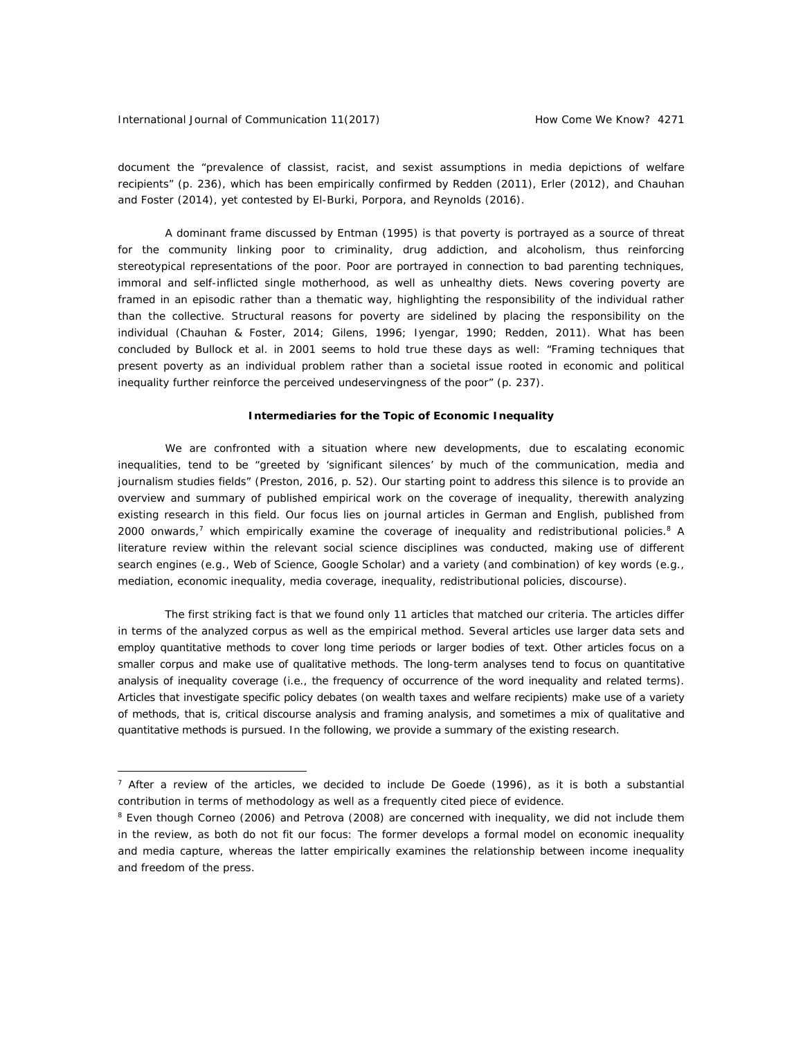document the "prevalence of classist, racist, and sexist assumptions in media depictions of welfare recipients" (p. 236), which has been empirically confirmed by Redden (2011), Erler (2012), and Chauhan and Foster (2014), yet contested by El-Burki, Porpora, and Reynolds (2016).

A dominant frame discussed by Entman (1995) is that poverty is portrayed as a source of threat for the community linking poor to criminality, drug addiction, and alcoholism, thus reinforcing stereotypical representations of the poor. Poor are portrayed in connection to bad parenting techniques, immoral and self-inflicted single motherhood, as well as unhealthy diets. News covering poverty are framed in an episodic rather than a thematic way, highlighting the responsibility of the individual rather than the collective. Structural reasons for poverty are sidelined by placing the responsibility on the individual (Chauhan & Foster, 2014; Gilens, 1996; Iyengar, 1990; Redden, 2011). What has been concluded by Bullock et al. in 2001 seems to hold true these days as well: "Framing techniques that present poverty as an individual problem rather than a societal issue rooted in economic and political inequality further reinforce the perceived undeservingness of the poor" (p. 237).

## Intermediaries for the Topic of Economic Inequality

We are confronted with a situation where new developments, due to escalating economic inequalities, tend to be "greeted by 'significant silences' by much of the communication, media and journalism studies fields" (Preston, 2016, p. 52). Our starting point to address this silence is to provide an overview and summary of published empirical work on the coverage of inequality, therewith analyzing existing research in this field. Our focus lies on journal articles in German and English, published from 2000 onwards,[7] which empirically examine the coverage of inequality and redistributional policies.[8] A literature review within the relevant social science disciplines was conducted, making use of different search engines (e.g., Web of Science, Google Scholar) and a variety (and combination) of key words (e.g., mediation, economic inequality, media coverage, inequality, redistributional policies, discourse).

The first striking fact is that we found only 11 articles that matched our criteria. The articles differ in terms of the analyzed corpus as well as the empirical method. Several articles use larger data sets and employ quantitative methods to cover long time periods or larger bodies of text. Other articles focus on a smaller corpus and make use of qualitative methods. The long-term analyses tend to focus on quantitative analysis of inequality coverage (i.e., the frequency of occurrence of the word inequality and related terms). Articles that investigate specific policy debates (on wealth taxes and welfare recipients) make use of a variety of methods, that is, critical discourse analysis and framing analysis, and sometimes a mix of qualitative and quantitative methods is pursued. In the following, we provide a summary of the existing research.

---

[7] After a review of the articles, we decided to include De Goede (1996), as it is both a substantial contribution in terms of methodology as well as a frequently cited piece of evidence.

[8] Even though Corneo (2006) and Petrova (2008) are concerned with inequality, we did not include them in the review, as both do not fit our focus: The former develops a formal model on economic inequality and media capture, whereas the latter empirically examines the relationship between income inequality and freedom of the press.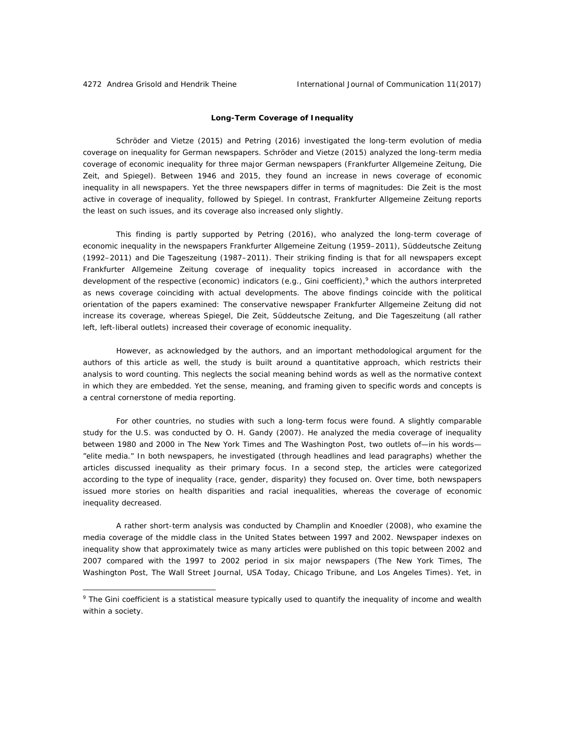### Long-Term Coverage of Inequality

Schröder and Vietze (2015) and Petring (2016) investigated the long-term evolution of media coverage on inequality for German newspapers. Schröder and Vietze (2015) analyzed the long-term media coverage of economic inequality for three major German newspapers (*Frankfurter Allgemeine Zeitung*, *Die Zeit*, and *Spiegel*). Between 1946 and 2015, they found an increase in news coverage of economic inequality in all newspapers. Yet the three newspapers differ in terms of magnitudes: *Die Zeit* is the most active in coverage of inequality, followed by *Spiegel*. In contrast, *Frankfurter Allgemeine Zeitung* reports the least on such issues, and its coverage also increased only slightly.

This finding is partly supported by Petring (2016), who analyzed the long-term coverage of economic inequality in the newspapers *Frankfurter Allgemeine Zeitung* (1959–2011), *Süddeutsche Zeitung* (1992–2011) and *Die Tageszeitung* (1987–2011). Their striking finding is that for all newspapers except *Frankfurter Allgemeine Zeitung* coverage of inequality topics increased in accordance with the development of the respective (economic) indicators (e.g., Gini coefficient),[9] which the authors interpreted as news coverage coinciding with actual developments. The above findings coincide with the political orientation of the papers examined: The conservative newspaper *Frankfurter Allgemeine Zeitung* did not increase its coverage, whereas *Spiegel*, *Die Zeit*, *Süddeutsche Zeitung*, and *Die Tageszeitung* (all rather left, left-liberal outlets) increased their coverage of economic inequality.

However, as acknowledged by the authors, and an important methodological argument for the authors of this article as well, the study is built around a quantitative approach, which restricts their analysis to word counting. This neglects the social meaning behind words as well as the normative context in which they are embedded. Yet the sense, meaning, and framing given to specific words and concepts is a central cornerstone of media reporting.

For other countries, no studies with such a long-term focus were found. A slightly comparable study for the U.S. was conducted by O. H. Gandy (2007). He analyzed the media coverage of inequality between 1980 and 2000 in *The New York Times* and *The Washington Post*, two outlets of—in his words—"elite media." In both newspapers, he investigated (through headlines and lead paragraphs) whether the articles discussed inequality as their primary focus. In a second step, the articles were categorized according to the type of inequality (race, gender, disparity) they focused on. Over time, both newspapers issued more stories on health disparities and racial inequalities, whereas the coverage of economic inequality decreased.

A rather short-term analysis was conducted by Champlin and Knoedler (2008), who examine the media coverage of the middle class in the United States between 1997 and 2002. Newspaper indexes on inequality show that approximately twice as many articles were published on this topic between 2002 and 2007 compared with the 1997 to 2002 period in six major newspapers (*The New York Times*, *The Washington Post*, *The Wall Street Journal*, *USA Today*, *Chicago Tribune*, and *Los Angeles Times*). Yet, in

[9] The Gini coefficient is a statistical measure typically used to quantify the inequality of income and wealth within a society.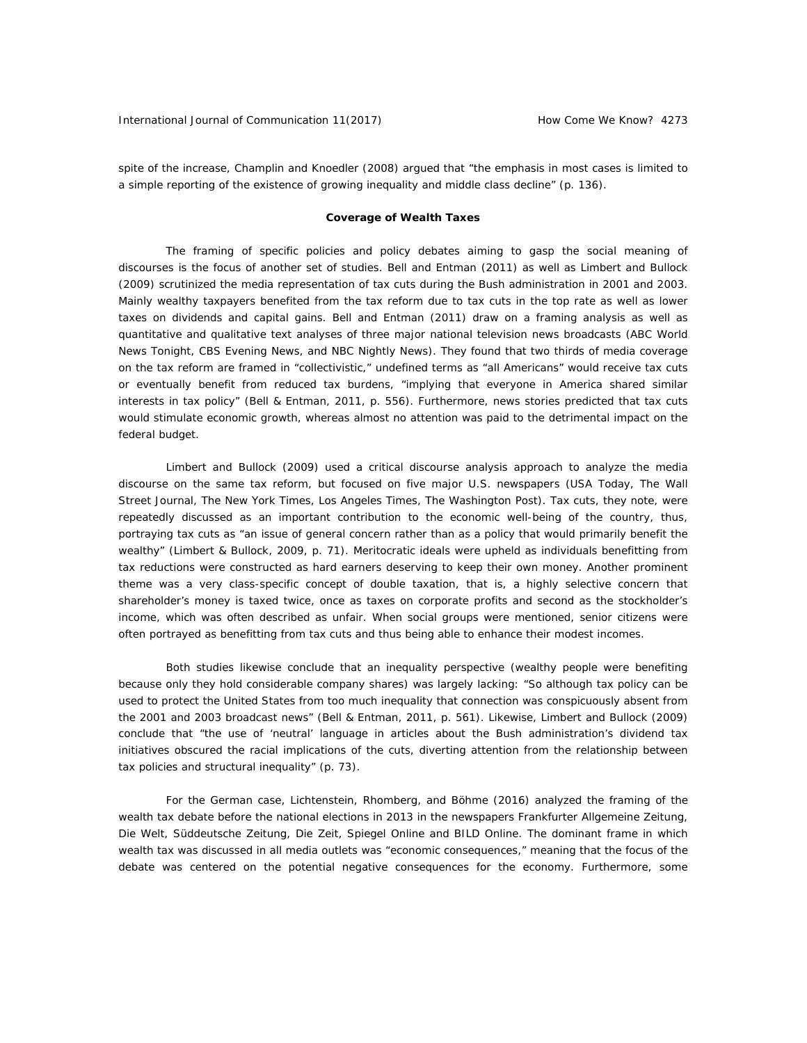spite of the increase, Champlin and Knoedler (2008) argued that "the emphasis in most cases is limited to a simple reporting of the existence of growing inequality and middle class decline" (p. 136).

### Coverage of Wealth Taxes

The framing of specific policies and policy debates aiming to gasp the social meaning of discourses is the focus of another set of studies. Bell and Entman (2011) as well as Limbert and Bullock (2009) scrutinized the media representation of tax cuts during the Bush administration in 2001 and 2003. Mainly wealthy taxpayers benefited from the tax reform due to tax cuts in the top rate as well as lower taxes on dividends and capital gains. Bell and Entman (2011) draw on a framing analysis as well as quantitative and qualitative text analyses of three major national television news broadcasts (ABC World News Tonight, CBS Evening News, and NBC Nightly News). They found that two thirds of media coverage on the tax reform are framed in "collectivistic," undefined terms as "all Americans" would receive tax cuts or eventually benefit from reduced tax burdens, "implying that everyone in America shared similar interests in tax policy" (Bell & Entman, 2011, p. 556). Furthermore, news stories predicted that tax cuts would stimulate economic growth, whereas almost no attention was paid to the detrimental impact on the federal budget.

Limbert and Bullock (2009) used a critical discourse analysis approach to analyze the media discourse on the same tax reform, but focused on five major U.S. newspapers (USA Today, The Wall Street Journal, The New York Times, Los Angeles Times, The Washington Post). Tax cuts, they note, were repeatedly discussed as an important contribution to the economic well-being of the country, thus, portraying tax cuts as "an issue of general concern rather than as a policy that would primarily benefit the wealthy" (Limbert & Bullock, 2009, p. 71). Meritocratic ideals were upheld as individuals benefitting from tax reductions were constructed as hard earners deserving to keep their own money. Another prominent theme was a very class-specific concept of double taxation, that is, a highly selective concern that shareholder's money is taxed twice, once as taxes on corporate profits and second as the stockholder's income, which was often described as unfair. When social groups were mentioned, senior citizens were often portrayed as benefitting from tax cuts and thus being able to enhance their modest incomes.

Both studies likewise conclude that an inequality perspective (wealthy people were benefiting because only they hold considerable company shares) was largely lacking: "So although tax policy can be used to protect the United States from too much inequality that connection was conspicuously absent from the 2001 and 2003 broadcast news" (Bell & Entman, 2011, p. 561). Likewise, Limbert and Bullock (2009) conclude that "the use of 'neutral' language in articles about the Bush administration's dividend tax initiatives obscured the racial implications of the cuts, diverting attention from the relationship between tax policies and structural inequality" (p. 73).

For the German case, Lichtenstein, Rhomberg, and Böhme (2016) analyzed the framing of the wealth tax debate before the national elections in 2013 in the newspapers Frankfurter Allgemeine Zeitung, Die Welt, Süddeutsche Zeitung, Die Zeit, Spiegel Online and BILD Online. The dominant frame in which wealth tax was discussed in all media outlets was "economic consequences," meaning that the focus of the debate was centered on the potential negative consequences for the economy. Furthermore, some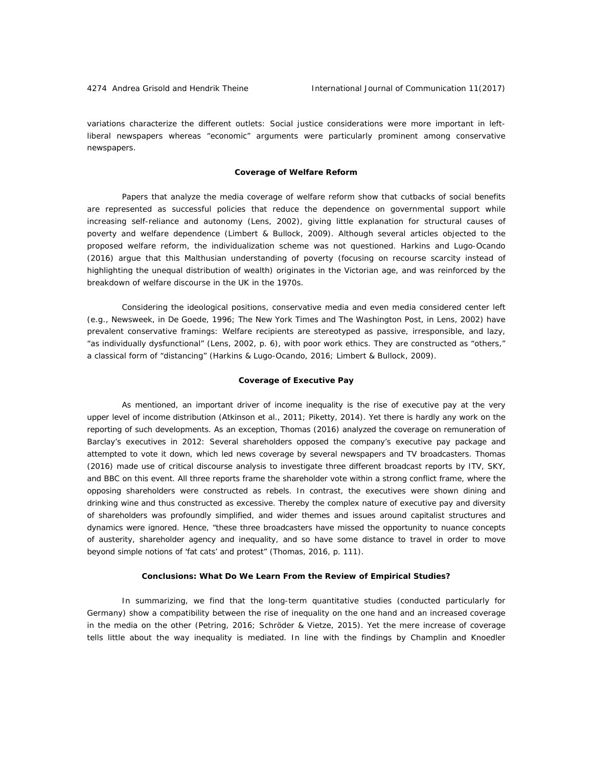variations characterize the different outlets: Social justice considerations were more important in left-liberal newspapers whereas "economic" arguments were particularly prominent among conservative newspapers.

### Coverage of Welfare Reform

Papers that analyze the media coverage of welfare reform show that cutbacks of social benefits are represented as successful policies that reduce the dependence on governmental support while increasing self-reliance and autonomy (Lens, 2002), giving little explanation for structural causes of poverty and welfare dependence (Limbert & Bullock, 2009). Although several articles objected to the proposed welfare reform, the individualization scheme was not questioned. Harkins and Lugo-Ocando (2016) argue that this Malthusian understanding of poverty (focusing on recourse scarcity instead of highlighting the unequal distribution of wealth) originates in the Victorian age, and was reinforced by the breakdown of welfare discourse in the UK in the 1970s.

Considering the ideological positions, conservative media and even media considered center left (e.g., *Newsweek*, in De Goede, 1996; *The New York Times* and *The Washington Post*, in Lens, 2002) have prevalent conservative framings: Welfare recipients are stereotyped as passive, irresponsible, and lazy, "as individually dysfunctional" (Lens, 2002, p. 6), with poor work ethics. They are constructed as "others," a classical form of "distancing" (Harkins & Lugo-Ocando, 2016; Limbert & Bullock, 2009).

### Coverage of Executive Pay

As mentioned, an important driver of income inequality is the rise of executive pay at the very upper level of income distribution (Atkinson et al., 2011; Piketty, 2014). Yet there is hardly any work on the reporting of such developments. As an exception, Thomas (2016) analyzed the coverage on remuneration of Barclay's executives in 2012: Several shareholders opposed the company's executive pay package and attempted to vote it down, which led news coverage by several newspapers and TV broadcasters. Thomas (2016) made use of critical discourse analysis to investigate three different broadcast reports by ITV, SKY, and BBC on this event. All three reports frame the shareholder vote within a strong conflict frame, where the opposing shareholders were constructed as rebels. In contrast, the executives were shown dining and drinking wine and thus constructed as excessive. Thereby the complex nature of executive pay and diversity of shareholders was profoundly simplified, and wider themes and issues around capitalist structures and dynamics were ignored. Hence, "these three broadcasters have missed the opportunity to nuance concepts of austerity, shareholder agency and inequality, and so have some distance to travel in order to move beyond simple notions of 'fat cats' and protest" (Thomas, 2016, p. 111).

### Conclusions: What Do We Learn From the Review of Empirical Studies?

In summarizing, we find that the long-term quantitative studies (conducted particularly for Germany) show a compatibility between the rise of inequality on the one hand and an increased coverage in the media on the other (Petring, 2016; Schröder & Vietze, 2015). Yet the mere increase of coverage tells little about the way inequality is mediated. In line with the findings by Champlin and Knoedler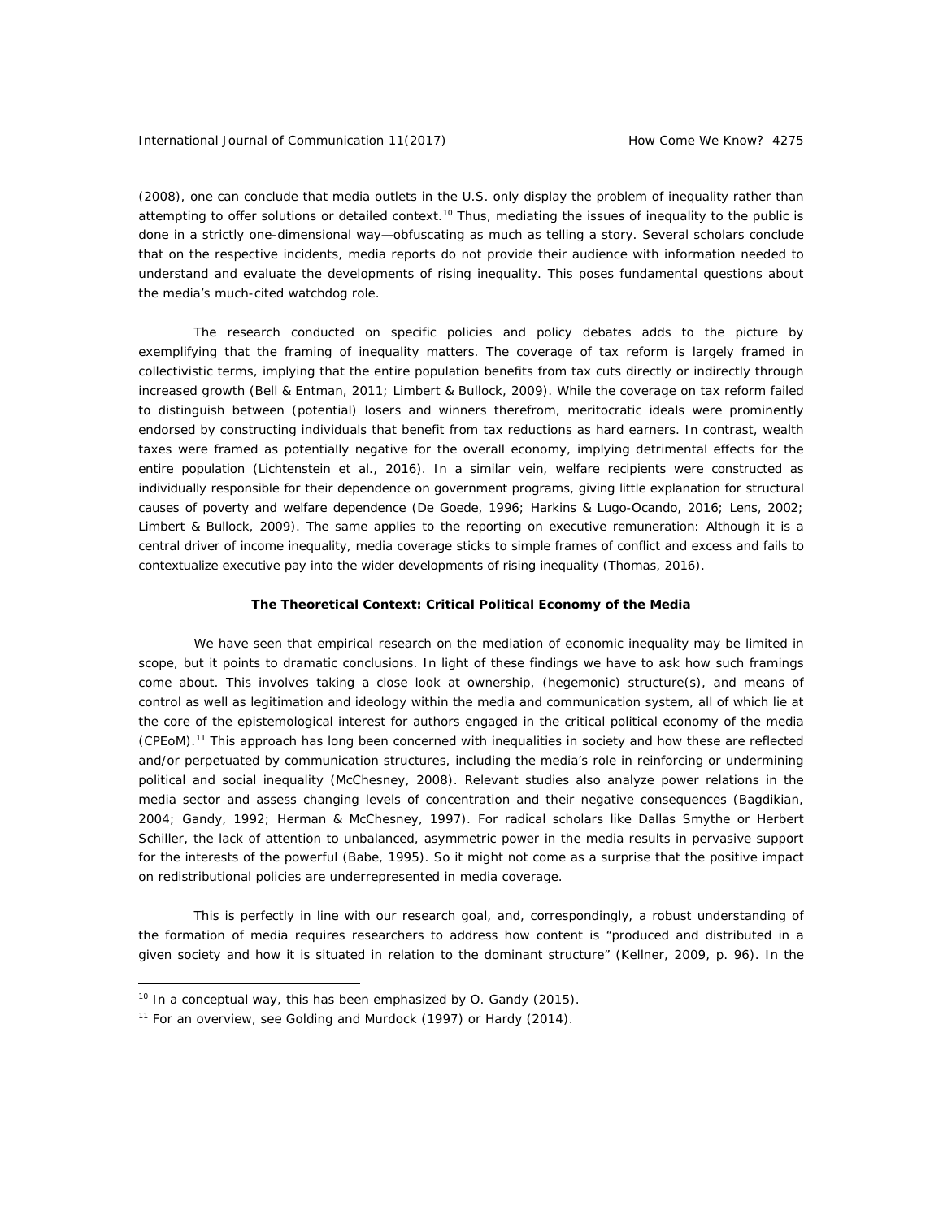(2008), one can conclude that media outlets in the U.S. only display the problem of inequality rather than attempting to offer solutions or detailed context.[10] Thus, mediating the issues of inequality to the public is done in a strictly one-dimensional way—obfuscating as much as telling a story. Several scholars conclude that on the respective incidents, media reports do not provide their audience with information needed to understand and evaluate the developments of rising inequality. This poses fundamental questions about the media's much-cited watchdog role.

The research conducted on specific policies and policy debates adds to the picture by exemplifying that the framing of inequality matters. The coverage of tax reform is largely framed in collectivistic terms, implying that the entire population benefits from tax cuts directly or indirectly through increased growth (Bell & Entman, 2011; Limbert & Bullock, 2009). While the coverage on tax reform failed to distinguish between (potential) losers and winners therefrom, meritocratic ideals were prominently endorsed by constructing individuals that benefit from tax reductions as hard earners. In contrast, wealth taxes were framed as potentially negative for the overall economy, implying detrimental effects for the entire population (Lichtenstein et al., 2016). In a similar vein, welfare recipients were constructed as individually responsible for their dependence on government programs, giving little explanation for structural causes of poverty and welfare dependence (De Goede, 1996; Harkins & Lugo-Ocando, 2016; Lens, 2002; Limbert & Bullock, 2009). The same applies to the reporting on executive remuneration: Although it is a central driver of income inequality, media coverage sticks to simple frames of conflict and excess and fails to contextualize executive pay into the wider developments of rising inequality (Thomas, 2016).

## The Theoretical Context: Critical Political Economy of the Media

We have seen that empirical research on the mediation of economic inequality may be limited in scope, but it points to dramatic conclusions. In light of these findings we have to ask how such framings come about. This involves taking a close look at ownership, (hegemonic) structure(s), and means of control as well as legitimation and ideology within the media and communication system, all of which lie at the core of the epistemological interest for authors engaged in the critical political economy of the media (CPEoM).[11] This approach has long been concerned with inequalities in society and how these are reflected and/or perpetuated by communication structures, including the media's role in reinforcing or undermining political and social inequality (McChesney, 2008). Relevant studies also analyze power relations in the media sector and assess changing levels of concentration and their negative consequences (Bagdikian, 2004; Gandy, 1992; Herman & McChesney, 1997). For radical scholars like Dallas Smythe or Herbert Schiller, the lack of attention to unbalanced, asymmetric power in the media results in pervasive support for the interests of the powerful (Babe, 1995). So it might not come as a surprise that the positive impact on redistributional policies are underrepresented in media coverage.

This is perfectly in line with our research goal, and, correspondingly, a robust understanding of the formation of media requires researchers to address how content is "produced and distributed in a given society and how it is situated in relation to the dominant structure" (Kellner, 2009, p. 96). In the

---

[10] In a conceptual way, this has been emphasized by O. Gandy (2015).

[11] For an overview, see Golding and Murdock (1997) or Hardy (2014).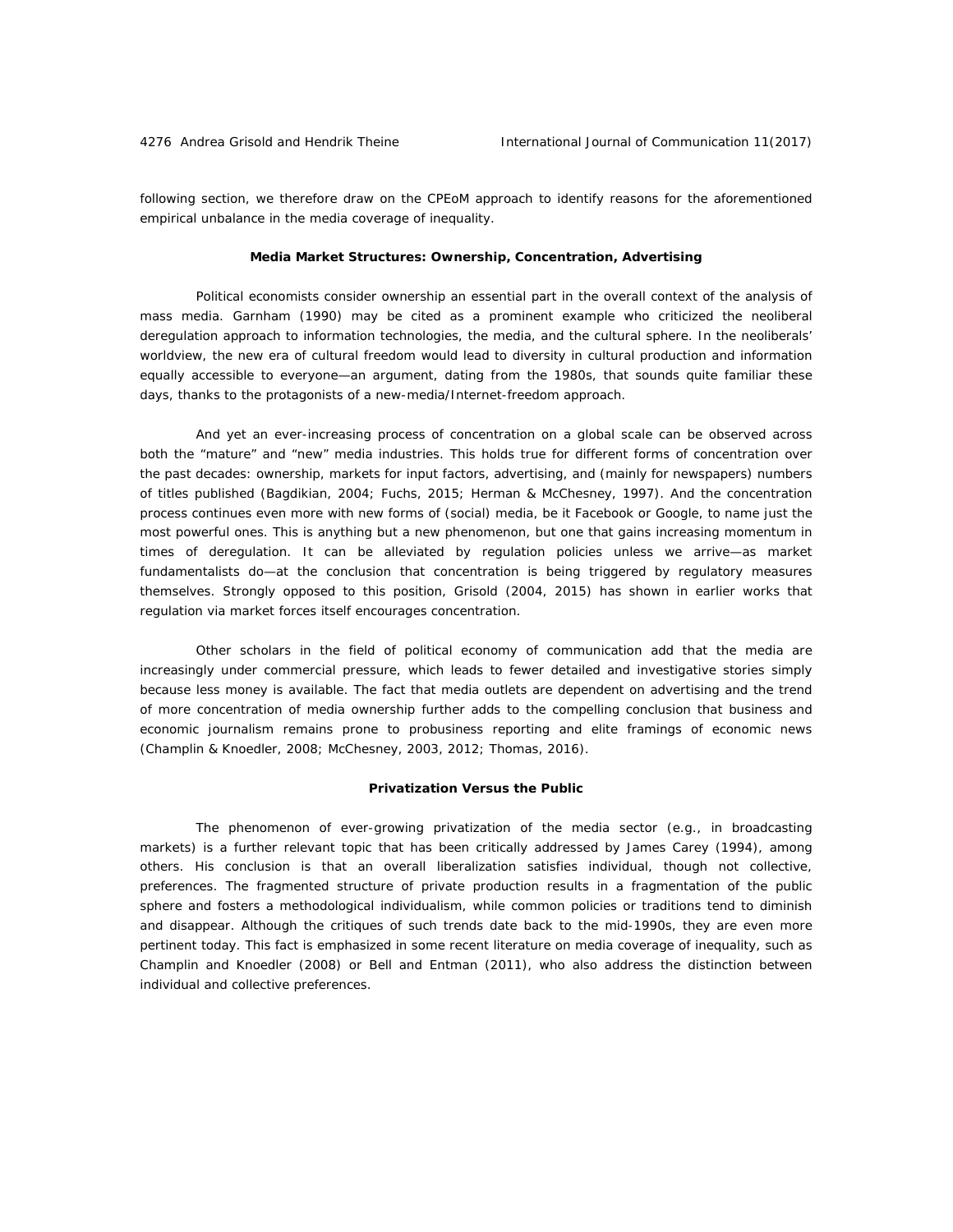following section, we therefore draw on the CPEoM approach to identify reasons for the aforementioned empirical unbalance in the media coverage of inequality.

### Media Market Structures: Ownership, Concentration, Advertising

Political economists consider ownership an essential part in the overall context of the analysis of mass media. Garnham (1990) may be cited as a prominent example who criticized the neoliberal deregulation approach to information technologies, the media, and the cultural sphere. In the neoliberals' worldview, the new era of cultural freedom would lead to diversity in cultural production and information equally accessible to everyone—an argument, dating from the 1980s, that sounds quite familiar these days, thanks to the protagonists of a new-media/Internet-freedom approach.

And yet an ever-increasing process of concentration on a global scale can be observed across both the "mature" and "new" media industries. This holds true for different forms of concentration over the past decades: ownership, markets for input factors, advertising, and (mainly for newspapers) numbers of titles published (Bagdikian, 2004; Fuchs, 2015; Herman & McChesney, 1997). And the concentration process continues even more with new forms of (social) media, be it Facebook or Google, to name just the most powerful ones. This is anything but a new phenomenon, but one that gains increasing momentum in times of deregulation. It can be alleviated by regulation policies unless we arrive—as market fundamentalists do—at the conclusion that concentration is being triggered by regulatory measures themselves. Strongly opposed to this position, Grisold (2004, 2015) has shown in earlier works that regulation via market forces itself encourages concentration.

Other scholars in the field of political economy of communication add that the media are increasingly under commercial pressure, which leads to fewer detailed and investigative stories simply because less money is available. The fact that media outlets are dependent on advertising and the trend of more concentration of media ownership further adds to the compelling conclusion that business and economic journalism remains prone to probusiness reporting and elite framings of economic news (Champlin & Knoedler, 2008; McChesney, 2003, 2012; Thomas, 2016).

### Privatization Versus the Public

The phenomenon of ever-growing privatization of the media sector (e.g., in broadcasting markets) is a further relevant topic that has been critically addressed by James Carey (1994), among others. His conclusion is that an overall liberalization satisfies individual, though not collective, preferences. The fragmented structure of private production results in a fragmentation of the public sphere and fosters a methodological individualism, while common policies or traditions tend to diminish and disappear. Although the critiques of such trends date back to the mid-1990s, they are even more pertinent today. This fact is emphasized in some recent literature on media coverage of inequality, such as Champlin and Knoedler (2008) or Bell and Entman (2011), who also address the distinction between individual and collective preferences.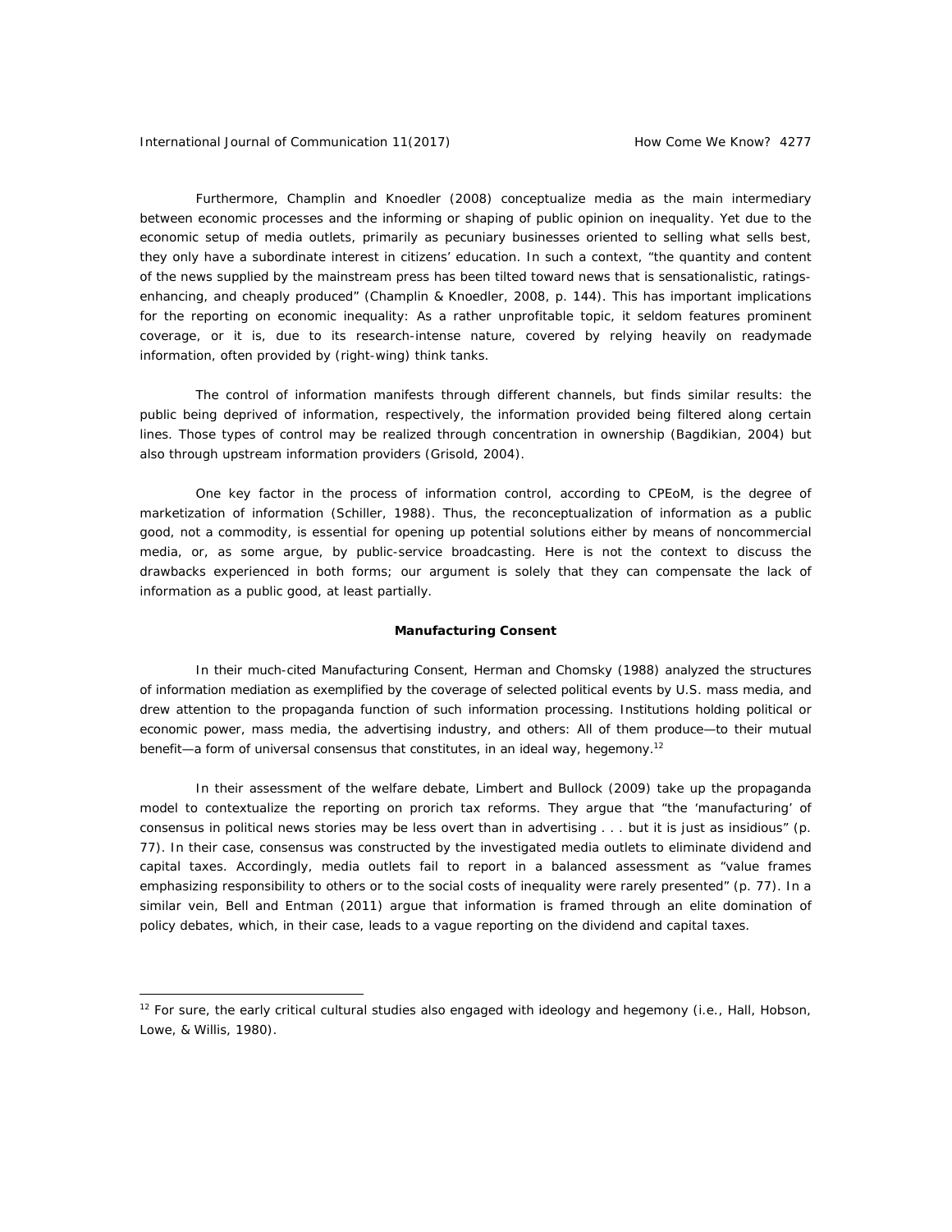Furthermore, Champlin and Knoedler (2008) conceptualize media as the main intermediary between economic processes and the informing or shaping of public opinion on inequality. Yet due to the economic setup of media outlets, primarily as pecuniary businesses oriented to selling what sells best, they only have a subordinate interest in citizens' education. In such a context, "the quantity and content of the news supplied by the mainstream press has been tilted toward news that is sensationalistic, ratings-enhancing, and cheaply produced" (Champlin & Knoedler, 2008, p. 144). This has important implications for the reporting on economic inequality: As a rather unprofitable topic, it seldom features prominent coverage, or it is, due to its research-intense nature, covered by relying heavily on readymade information, often provided by (right-wing) think tanks.

The control of information manifests through different channels, but finds similar results: the public being deprived of information, respectively, the information provided being filtered along certain lines. Those types of control may be realized through concentration in ownership (Bagdikian, 2004) but also through upstream information providers (Grisold, 2004).

One key factor in the process of information control, according to CPEoM, is the degree of marketization of information (Schiller, 1988). Thus, the reconceptualization of information as a public good, not a commodity, is essential for opening up potential solutions either by means of noncommercial media, or, as some argue, by public-service broadcasting. Here is not the context to discuss the drawbacks experienced in both forms; our argument is solely that they can compensate the lack of information as a public good, at least partially.

## Manufacturing Consent

In their much-cited *Manufacturing Consent*, Herman and Chomsky (1988) analyzed the structures of information mediation as exemplified by the coverage of selected political events by U.S. mass media, and drew attention to the propaganda function of such information processing. Institutions holding political or economic power, mass media, the advertising industry, and others: All of them produce—to their mutual benefit—a form of universal consensus that constitutes, in an ideal way, hegemony.[12]

In their assessment of the welfare debate, Limbert and Bullock (2009) take up the propaganda model to contextualize the reporting on prorich tax reforms. They argue that "the 'manufacturing' of consensus in political news stories may be less overt than in advertising . . . but it is just as insidious" (p. 77). In their case, consensus was constructed by the investigated media outlets to eliminate dividend and capital taxes. Accordingly, media outlets fail to report in a balanced assessment as "value frames emphasizing responsibility to others or to the social costs of inequality were rarely presented" (p. 77). In a similar vein, Bell and Entman (2011) argue that information is framed through an elite domination of policy debates, which, in their case, leads to a vague reporting on the dividend and capital taxes.

---

[12] For sure, the early critical cultural studies also engaged with ideology and hegemony (i.e., Hall, Hobson, Lowe, & Willis, 1980).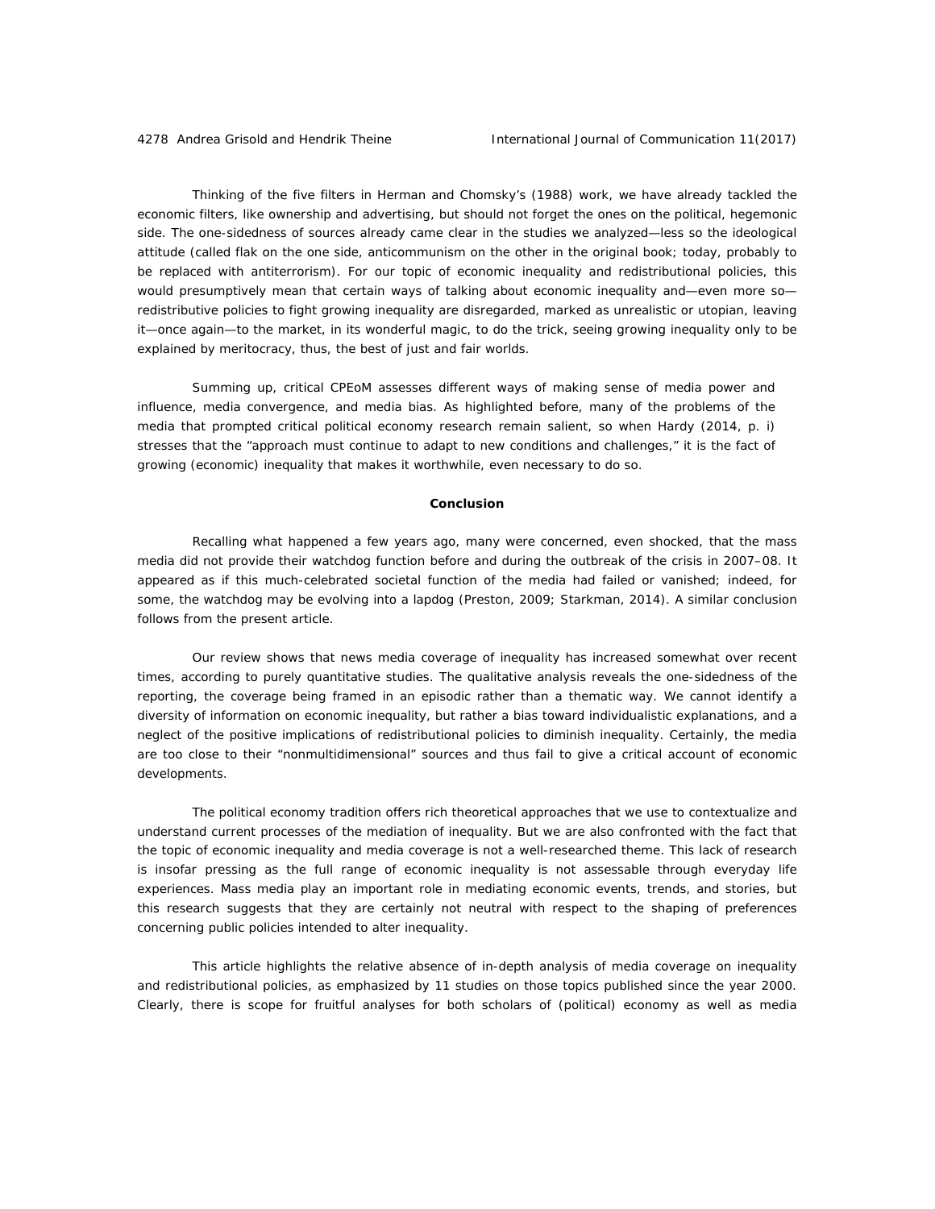Thinking of the five filters in Herman and Chomsky's (1988) work, we have already tackled the economic filters, like ownership and advertising, but should not forget the ones on the political, hegemonic side. The one-sidedness of sources already came clear in the studies we analyzed—less so the ideological attitude (called flak on the one side, anticommunism on the other in the original book; today, probably to be replaced with antiterrorism). For our topic of economic inequality and redistributional policies, this would presumptively mean that certain ways of talking about economic inequality and—even more so—redistributive policies to fight growing inequality are disregarded, marked as unrealistic or utopian, leaving it—once again—to the market, in its wonderful magic, to do the trick, seeing growing inequality only to be explained by meritocracy, thus, the best of just and fair worlds.

Summing up, critical CPEoM assesses different ways of making sense of media power and influence, media convergence, and media bias. As highlighted before, many of the problems of the media that prompted critical political economy research remain salient, so when Hardy (2014, p. i) stresses that the "approach must continue to adapt to new conditions and challenges," it is the fact of growing (economic) inequality that makes it worthwhile, even necessary to do so.

## Conclusion

Recalling what happened a few years ago, many were concerned, even shocked, that the mass media did not provide their watchdog function before and during the outbreak of the crisis in 2007–08. It appeared as if this much-celebrated societal function of the media had failed or vanished; indeed, for some, the watchdog may be evolving into a lapdog (Preston, 2009; Starkman, 2014). A similar conclusion follows from the present article.

Our review shows that news media coverage of inequality has increased somewhat over recent times, according to purely quantitative studies. The qualitative analysis reveals the one-sidedness of the reporting, the coverage being framed in an episodic rather than a thematic way. We cannot identify a diversity of information on economic inequality, but rather a bias toward individualistic explanations, and a neglect of the positive implications of redistributional policies to diminish inequality. Certainly, the media are too close to their "nonmultidimensional" sources and thus fail to give a critical account of economic developments.

The political economy tradition offers rich theoretical approaches that we use to contextualize and understand current processes of the mediation of inequality. But we are also confronted with the fact that the topic of economic inequality and media coverage is not a well-researched theme. This lack of research is insofar pressing as the full range of economic inequality is not assessable through everyday life experiences. Mass media play an important role in mediating economic events, trends, and stories, but this research suggests that they are certainly not neutral with respect to the shaping of preferences concerning public policies intended to alter inequality.

This article highlights the relative absence of in-depth analysis of media coverage on inequality and redistributional policies, as emphasized by 11 studies on those topics published since the year 2000. Clearly, there is scope for fruitful analyses for both scholars of (political) economy as well as media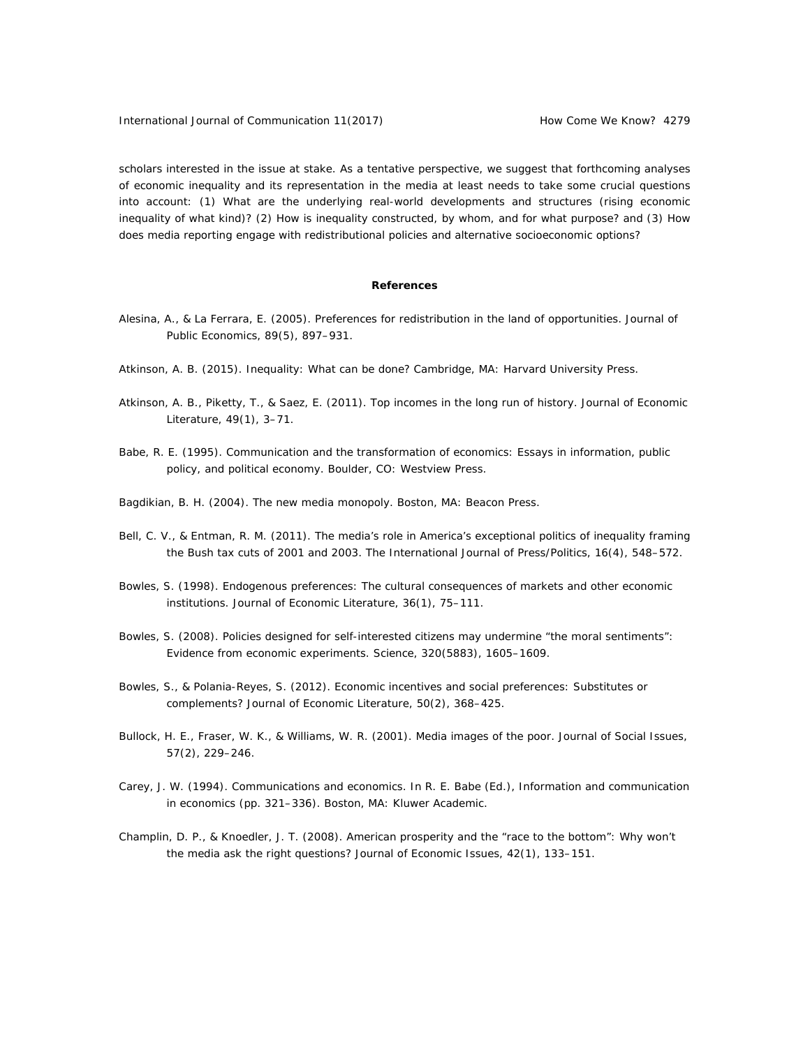scholars interested in the issue at stake. As a tentative perspective, we suggest that forthcoming analyses of economic inequality and its representation in the media at least needs to take some crucial questions into account: (1) What are the underlying real-world developments and structures (rising economic inequality of what kind)? (2) How is inequality constructed, by whom, and for what purpose? and (3) How does media reporting engage with redistributional policies and alternative socioeconomic options?

## References

Alesina, A., & La Ferrara, E. (2005). Preferences for redistribution in the land of opportunities. *Journal of Public Economics, 89*(5), 897–931.

Atkinson, A. B. (2015). *Inequality: What can be done?* Cambridge, MA: Harvard University Press.

Atkinson, A. B., Piketty, T., & Saez, E. (2011). Top incomes in the long run of history. *Journal of Economic Literature, 49*(1), 3–71.

Babe, R. E. (1995). *Communication and the transformation of economics: Essays in information, public policy, and political economy.* Boulder, CO: Westview Press.

Bagdikian, B. H. (2004). *The new media monopoly.* Boston, MA: Beacon Press.

Bell, C. V., & Entman, R. M. (2011). The media's role in America's exceptional politics of inequality framing the Bush tax cuts of 2001 and 2003. *The International Journal of Press/Politics, 16*(4), 548–572.

Bowles, S. (1998). Endogenous preferences: The cultural consequences of markets and other economic institutions. *Journal of Economic Literature, 36*(1), 75–111.

Bowles, S. (2008). Policies designed for self-interested citizens may undermine "the moral sentiments": Evidence from economic experiments. *Science, 320*(5883), 1605–1609.

Bowles, S., & Polania-Reyes, S. (2012). Economic incentives and social preferences: Substitutes or complements? *Journal of Economic Literature, 50*(2), 368–425.

Bullock, H. E., Fraser, W. K., & Williams, W. R. (2001). Media images of the poor. *Journal of Social Issues, 57*(2), 229–246.

Carey, J. W. (1994). Communications and economics. In R. E. Babe (Ed.), *Information and communication in economics* (pp. 321–336). Boston, MA: Kluwer Academic.

Champlin, D. P., & Knoedler, J. T. (2008). American prosperity and the "race to the bottom": Why won't the media ask the right questions? *Journal of Economic Issues, 42*(1), 133–151.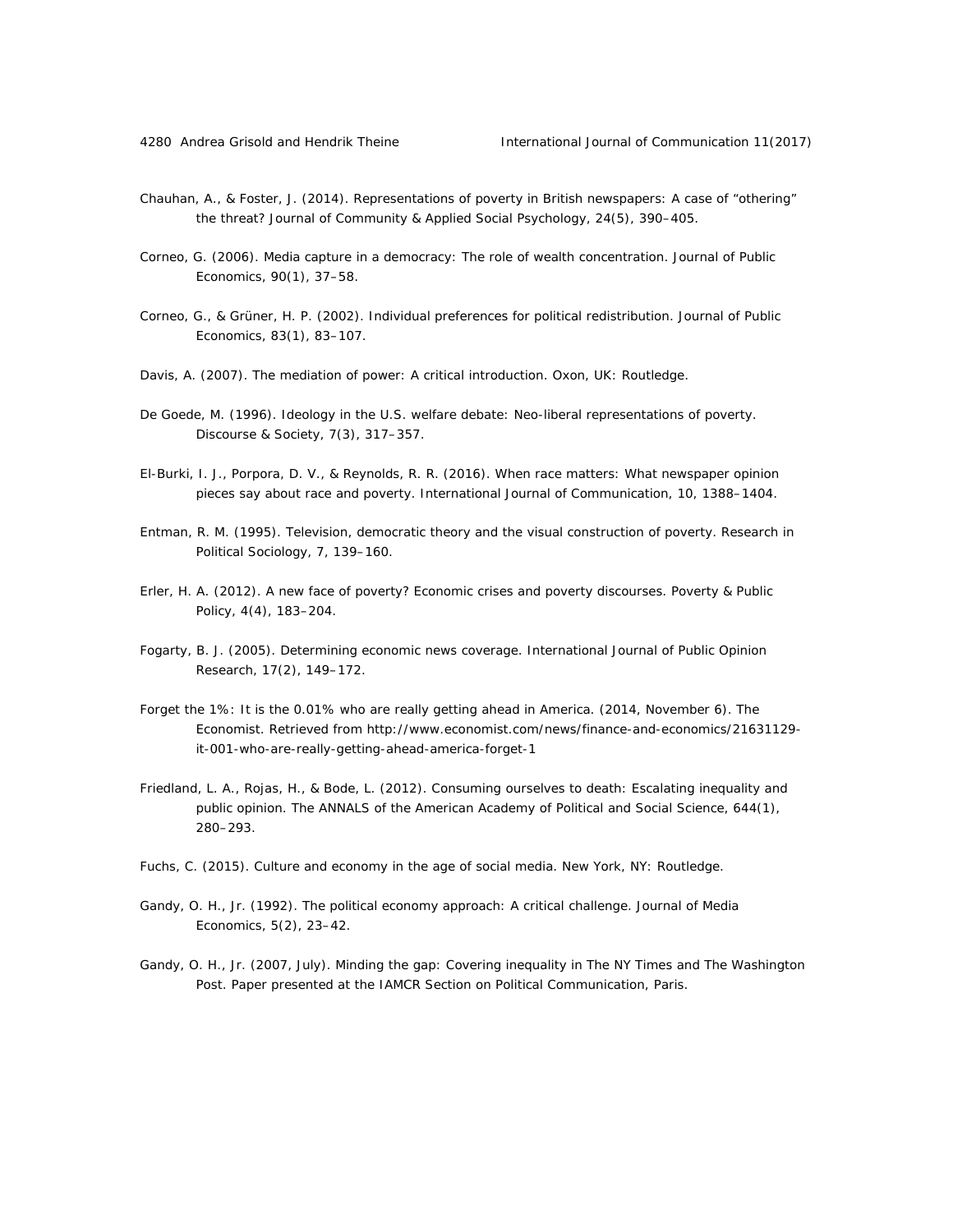Chauhan, A., & Foster, J. (2014). Representations of poverty in British newspapers: A case of "othering" the threat? Journal of Community & Applied Social Psychology, 24(5), 390–405.

Corneo, G. (2006). Media capture in a democracy: The role of wealth concentration. Journal of Public Economics, 90(1), 37–58.

Corneo, G., & Grüner, H. P. (2002). Individual preferences for political redistribution. Journal of Public Economics, 83(1), 83–107.

Davis, A. (2007). The mediation of power: A critical introduction. Oxon, UK: Routledge.

De Goede, M. (1996). Ideology in the U.S. welfare debate: Neo-liberal representations of poverty. Discourse & Society, 7(3), 317–357.

El-Burki, I. J., Porpora, D. V., & Reynolds, R. R. (2016). When race matters: What newspaper opinion pieces say about race and poverty. International Journal of Communication, 10, 1388–1404.

Entman, R. M. (1995). Television, democratic theory and the visual construction of poverty. Research in Political Sociology, 7, 139–160.

Erler, H. A. (2012). A new face of poverty? Economic crises and poverty discourses. Poverty & Public Policy, 4(4), 183–204.

Fogarty, B. J. (2005). Determining economic news coverage. International Journal of Public Opinion Research, 17(2), 149–172.

Forget the 1%: It is the 0.01% who are really getting ahead in America. (2014, November 6). The Economist. Retrieved from http://www.economist.com/news/finance-and-economics/21631129-it-001-who-are-really-getting-ahead-america-forget-1

Friedland, L. A., Rojas, H., & Bode, L. (2012). Consuming ourselves to death: Escalating inequality and public opinion. The ANNALS of the American Academy of Political and Social Science, 644(1), 280–293.

Fuchs, C. (2015). Culture and economy in the age of social media. New York, NY: Routledge.

Gandy, O. H., Jr. (1992). The political economy approach: A critical challenge. Journal of Media Economics, 5(2), 23–42.

Gandy, O. H., Jr. (2007, July). Minding the gap: Covering inequality in The NY Times and The Washington Post. Paper presented at the IAMCR Section on Political Communication, Paris.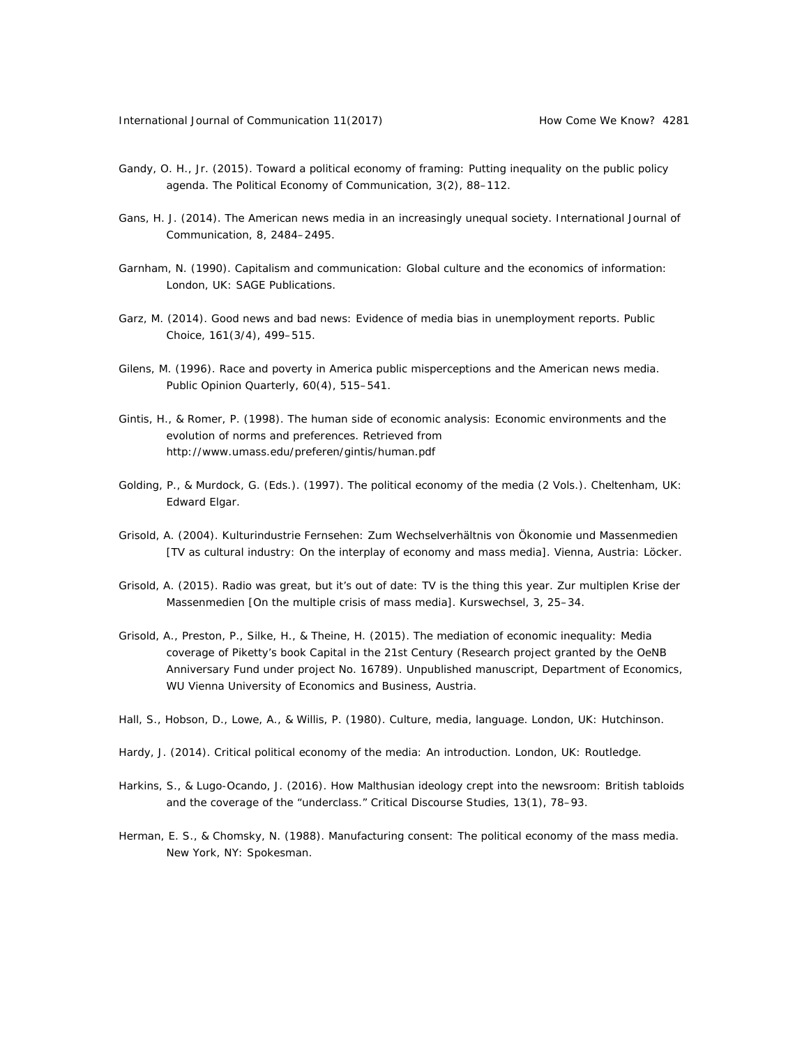Gandy, O. H., Jr. (2015). Toward a political economy of framing: Putting inequality on the public policy agenda. *The Political Economy of Communication, 3*(2), 88–112.

Gans, H. J. (2014). The American news media in an increasingly unequal society. *International Journal of Communication, 8*, 2484–2495.

Garnham, N. (1990). *Capitalism and communication: Global culture and the economics of information*: London, UK: SAGE Publications.

Garz, M. (2014). Good news and bad news: Evidence of media bias in unemployment reports. *Public Choice, 161*(3/4), 499–515.

Gilens, M. (1996). Race and poverty in America public misperceptions and the American news media. *Public Opinion Quarterly, 60*(4), 515–541.

Gintis, H., & Romer, P. (1998). *The human side of economic analysis: Economic environments and the evolution of norms and preferences*. Retrieved from http://www.umass.edu/preferen/gintis/human.pdf

Golding, P., & Murdock, G. (Eds.). (1997). *The political economy of the media* (2 Vols.). Cheltenham, UK: Edward Elgar.

Grisold, A. (2004). *Kulturindustrie Fernsehen: Zum Wechselverhältnis von Ökonomie und Massenmedien* [TV as cultural industry: On the interplay of economy and mass media]. Vienna, Austria: Löcker.

Grisold, A. (2015). Radio was great, but it's out of date: TV is the thing this year. Zur multiplen Krise der Massenmedien [On the multiple crisis of mass media]. *Kurswechsel, 3*, 25–34.

Grisold, A., Preston, P., Silke, H., & Theine, H. (2015). *The mediation of economic inequality: Media coverage of Piketty's book Capital in the 21st Century* (Research project granted by the OeNB Anniversary Fund under project No. 16789). Unpublished manuscript, Department of Economics, WU Vienna University of Economics and Business, Austria.

Hall, S., Hobson, D., Lowe, A., & Willis, P. (1980). *Culture, media, language*. London, UK: Hutchinson.

Hardy, J. (2014). *Critical political economy of the media: An introduction*. London, UK: Routledge.

Harkins, S., & Lugo-Ocando, J. (2016). How Malthusian ideology crept into the newsroom: British tabloids and the coverage of the "underclass." *Critical Discourse Studies, 13*(1), 78–93.

Herman, E. S., & Chomsky, N. (1988). *Manufacturing consent: The political economy of the mass media*. New York, NY: Spokesman.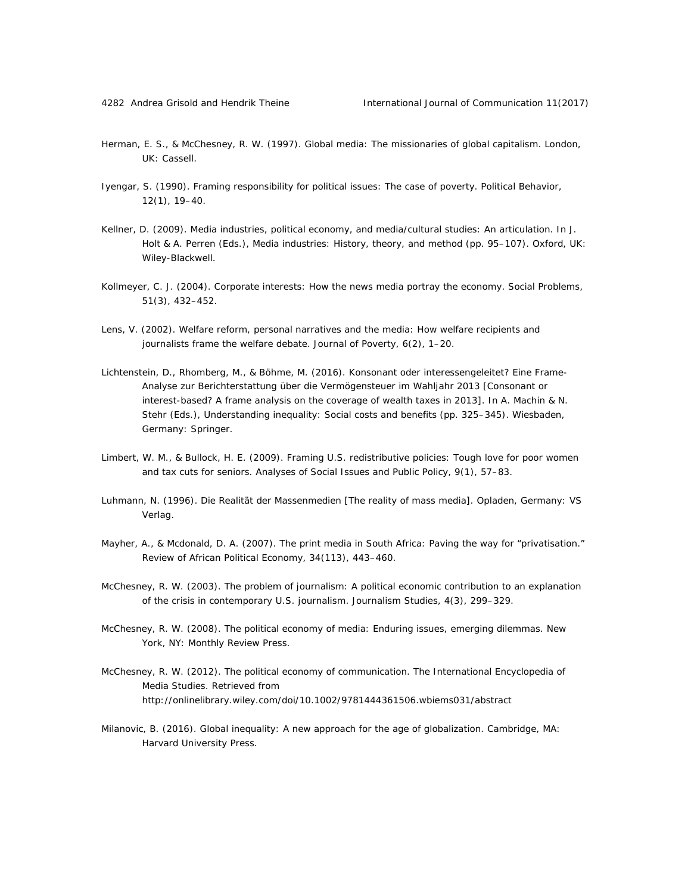Herman, E. S., & McChesney, R. W. (1997). Global media: The missionaries of global capitalism. London, UK: Cassell.

Iyengar, S. (1990). Framing responsibility for political issues: The case of poverty. Political Behavior, 12(1), 19–40.

Kellner, D. (2009). Media industries, political economy, and media/cultural studies: An articulation. In J. Holt & A. Perren (Eds.), Media industries: History, theory, and method (pp. 95–107). Oxford, UK: Wiley-Blackwell.

Kollmeyer, C. J. (2004). Corporate interests: How the news media portray the economy. Social Problems, 51(3), 432–452.

Lens, V. (2002). Welfare reform, personal narratives and the media: How welfare recipients and journalists frame the welfare debate. Journal of Poverty, 6(2), 1–20.

Lichtenstein, D., Rhomberg, M., & Böhme, M. (2016). Konsonant oder interessengeleitet? Eine Frame-Analyse zur Berichterstattung über die Vermögensteuer im Wahljahr 2013 [Consonant or interest-based? A frame analysis on the coverage of wealth taxes in 2013]. In A. Machin & N. Stehr (Eds.), Understanding inequality: Social costs and benefits (pp. 325–345). Wiesbaden, Germany: Springer.

Limbert, W. M., & Bullock, H. E. (2009). Framing U.S. redistributive policies: Tough love for poor women and tax cuts for seniors. Analyses of Social Issues and Public Policy, 9(1), 57–83.

Luhmann, N. (1996). Die Realität der Massenmedien [The reality of mass media]. Opladen, Germany: VS Verlag.

Mayher, A., & Mcdonald, D. A. (2007). The print media in South Africa: Paving the way for "privatisation." Review of African Political Economy, 34(113), 443–460.

McChesney, R. W. (2003). The problem of journalism: A political economic contribution to an explanation of the crisis in contemporary U.S. journalism. Journalism Studies, 4(3), 299–329.

McChesney, R. W. (2008). The political economy of media: Enduring issues, emerging dilemmas. New York, NY: Monthly Review Press.

McChesney, R. W. (2012). The political economy of communication. The International Encyclopedia of Media Studies. Retrieved from http://onlinelibrary.wiley.com/doi/10.1002/9781444361506.wbiems031/abstract

Milanovic, B. (2016). Global inequality: A new approach for the age of globalization. Cambridge, MA: Harvard University Press.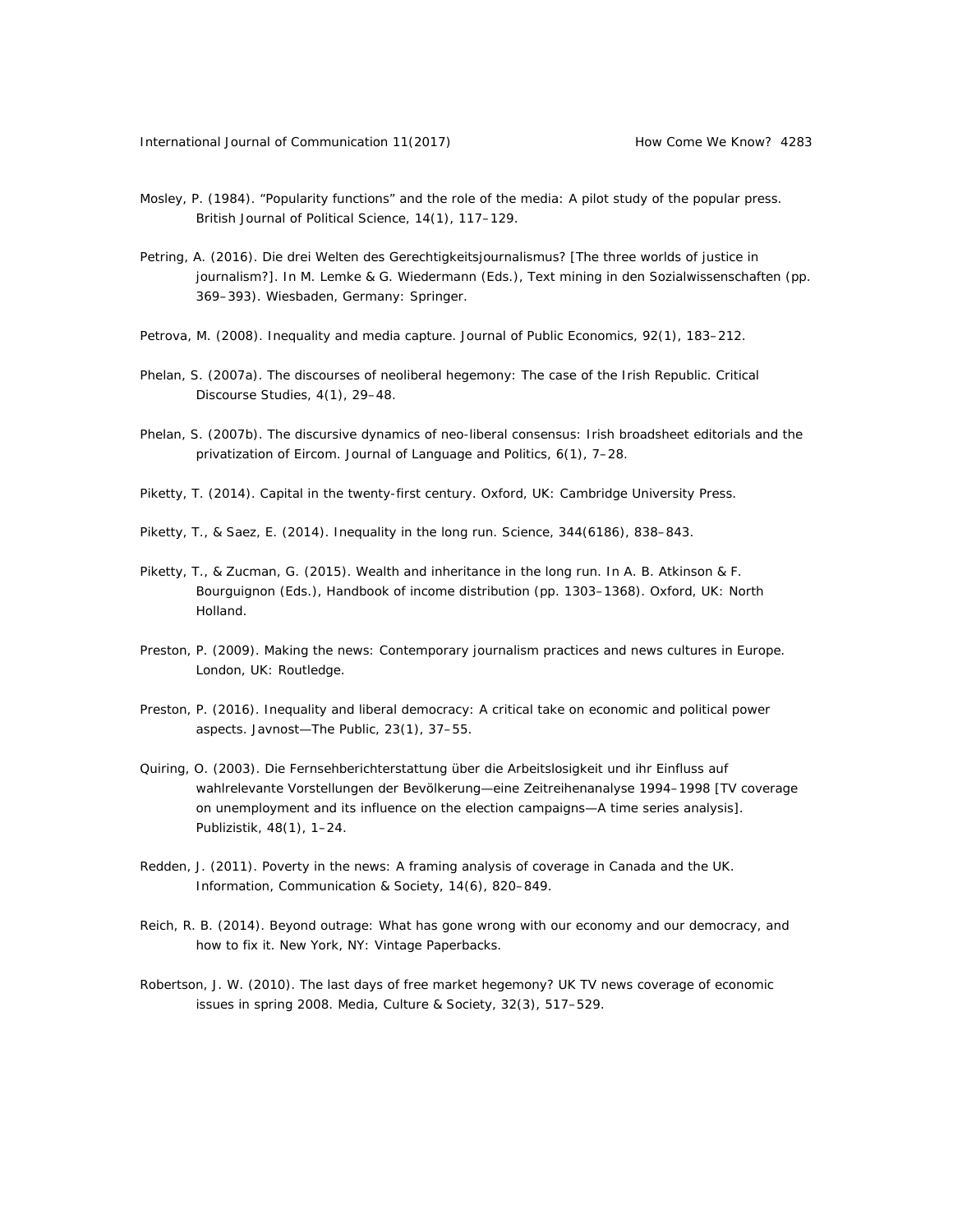Mosley, P. (1984). "Popularity functions" and the role of the media: A pilot study of the popular press. *British Journal of Political Science, 14*(1), 117–129.

Petring, A. (2016). Die drei Welten des Gerechtigkeitsjournalismus? [The three worlds of justice in journalism?]. In M. Lemke & G. Wiedermann (Eds.), *Text mining in den Sozialwissenschaften* (pp. 369–393). Wiesbaden, Germany: Springer.

Petrova, M. (2008). Inequality and media capture. *Journal of Public Economics, 92*(1), 183–212.

Phelan, S. (2007a). The discourses of neoliberal hegemony: The case of the Irish Republic. *Critical Discourse Studies, 4*(1), 29–48.

Phelan, S. (2007b). The discursive dynamics of neo-liberal consensus: Irish broadsheet editorials and the privatization of Eircom. *Journal of Language and Politics, 6*(1), 7–28.

Piketty, T. (2014). *Capital in the twenty-first century.* Oxford, UK: Cambridge University Press.

Piketty, T., & Saez, E. (2014). Inequality in the long run. *Science, 344*(6186), 838–843.

Piketty, T., & Zucman, G. (2015). Wealth and inheritance in the long run. In A. B. Atkinson & F. Bourguignon (Eds.), *Handbook of income distribution* (pp. 1303–1368). Oxford, UK: North Holland.

Preston, P. (2009). *Making the news: Contemporary journalism practices and news cultures in Europe.* London, UK: Routledge.

Preston, P. (2016). Inequality and liberal democracy: A critical take on economic and political power aspects. *Javnost—The Public, 23*(1), 37–55.

Quiring, O. (2003). Die Fernsehberichterstattung über die Arbeitslosigkeit und ihr Einfluss auf wahlrelevante Vorstellungen der Bevölkerung—eine Zeitreihenanalyse 1994–1998 [TV coverage on unemployment and its influence on the election campaigns—A time series analysis]. *Publizistik, 48*(1), 1–24.

Redden, J. (2011). Poverty in the news: A framing analysis of coverage in Canada and the UK. *Information, Communication & Society, 14*(6), 820–849.

Reich, R. B. (2014). *Beyond outrage: What has gone wrong with our economy and our democracy, and how to fix it.* New York, NY: Vintage Paperbacks.

Robertson, J. W. (2010). The last days of free market hegemony? UK TV news coverage of economic issues in spring 2008. *Media, Culture & Society, 32*(3), 517–529.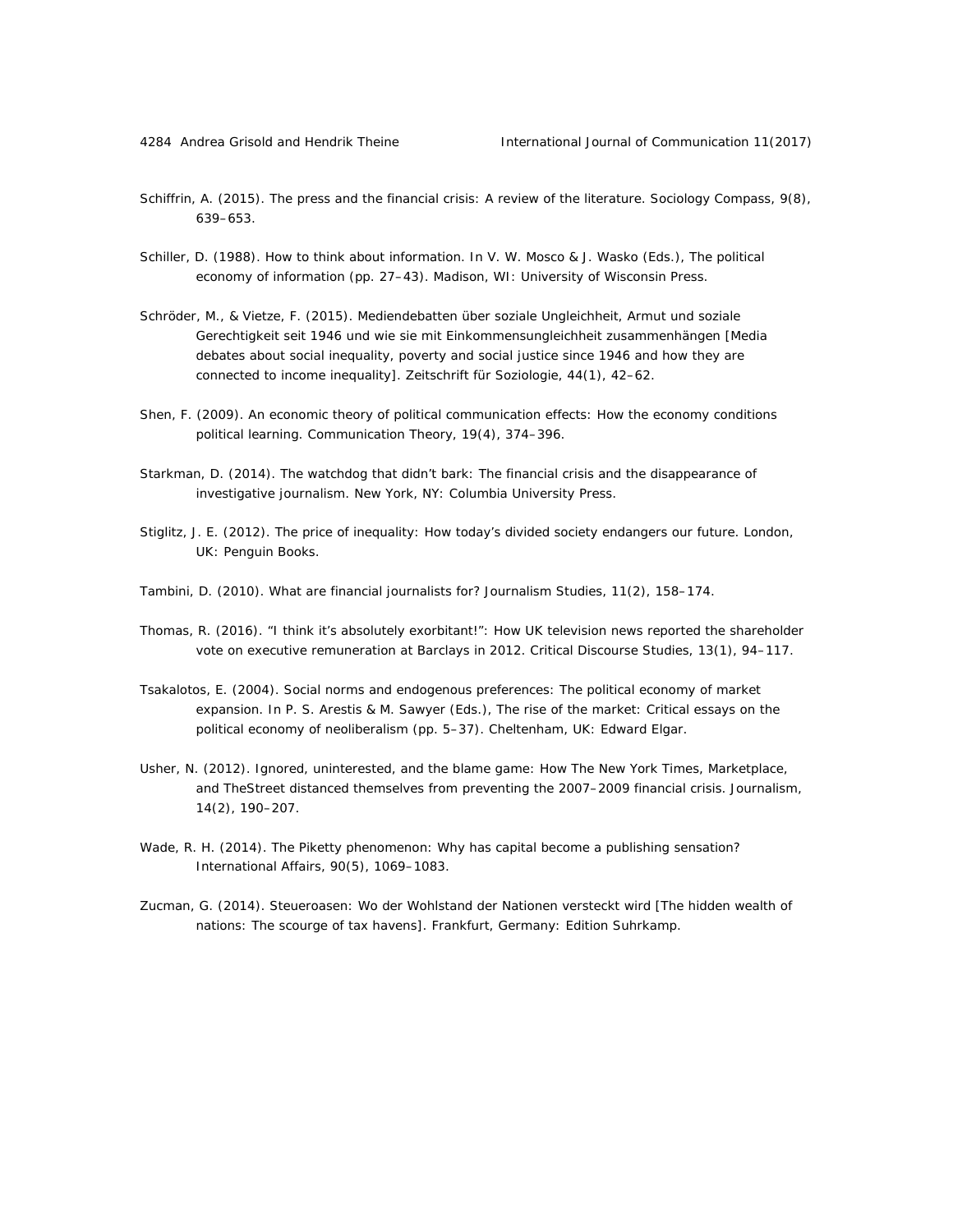Schiffrin, A. (2015). The press and the financial crisis: A review of the literature. Sociology Compass, 9(8), 639–653.

Schiller, D. (1988). How to think about information. In V. W. Mosco & J. Wasko (Eds.), The political economy of information (pp. 27–43). Madison, WI: University of Wisconsin Press.

Schröder, M., & Vietze, F. (2015). Mediendebatten über soziale Ungleichheit, Armut und soziale Gerechtigkeit seit 1946 und wie sie mit Einkommensungleichheit zusammenhängen [Media debates about social inequality, poverty and social justice since 1946 and how they are connected to income inequality]. Zeitschrift für Soziologie, 44(1), 42–62.

Shen, F. (2009). An economic theory of political communication effects: How the economy conditions political learning. Communication Theory, 19(4), 374–396.

Starkman, D. (2014). The watchdog that didn't bark: The financial crisis and the disappearance of investigative journalism. New York, NY: Columbia University Press.

Stiglitz, J. E. (2012). The price of inequality: How today's divided society endangers our future. London, UK: Penguin Books.

Tambini, D. (2010). What are financial journalists for? Journalism Studies, 11(2), 158–174.

Thomas, R. (2016). "I think it's absolutely exorbitant!": How UK television news reported the shareholder vote on executive remuneration at Barclays in 2012. Critical Discourse Studies, 13(1), 94–117.

Tsakalotos, E. (2004). Social norms and endogenous preferences: The political economy of market expansion. In P. S. Arestis & M. Sawyer (Eds.), The rise of the market: Critical essays on the political economy of neoliberalism (pp. 5–37). Cheltenham, UK: Edward Elgar.

Usher, N. (2012). Ignored, uninterested, and the blame game: How The New York Times, Marketplace, and TheStreet distanced themselves from preventing the 2007–2009 financial crisis. Journalism, 14(2), 190–207.

Wade, R. H. (2014). The Piketty phenomenon: Why has capital become a publishing sensation? International Affairs, 90(5), 1069–1083.

Zucman, G. (2014). Steueroasen: Wo der Wohlstand der Nationen versteckt wird [The hidden wealth of nations: The scourge of tax havens]. Frankfurt, Germany: Edition Suhrkamp.